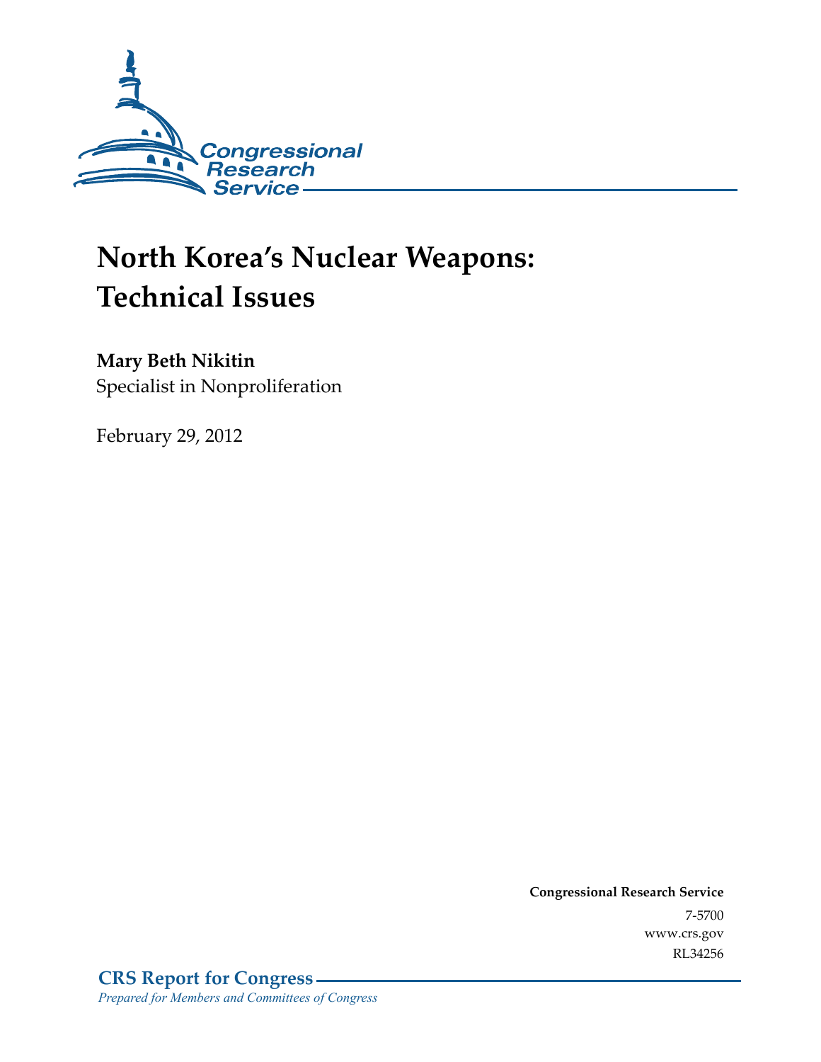Congressional Research Service

# North Korea's Nuclear Weapons: Technical Issues

**Mary Beth Nikitin**
Specialist in Nonproliferation

February 29, 2012

**Congressional Research Service**
7-5700
www.crs.gov
RL34256

**CRS Report for Congress**
*Prepared for Members and Committees of Congress*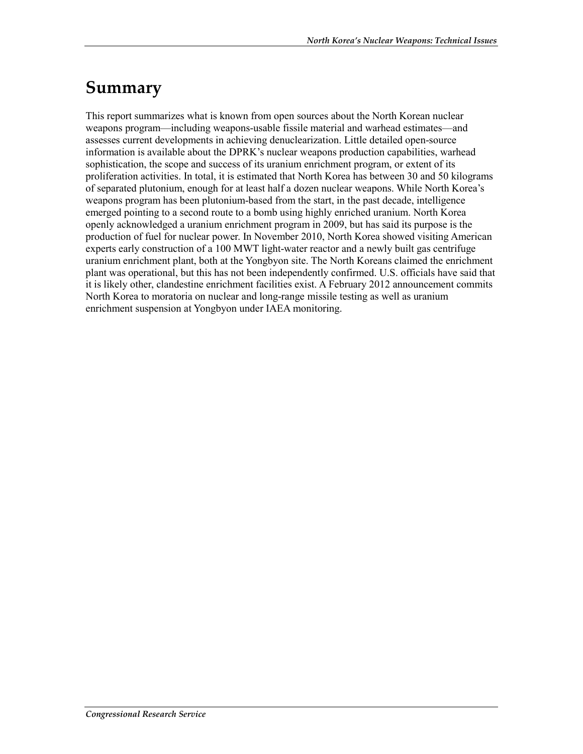# Summary

This report summarizes what is known from open sources about the North Korean nuclear weapons program—including weapons-usable fissile material and warhead estimates—and assesses current developments in achieving denuclearization. Little detailed open-source information is available about the DPRK's nuclear weapons production capabilities, warhead sophistication, the scope and success of its uranium enrichment program, or extent of its proliferation activities. In total, it is estimated that North Korea has between 30 and 50 kilograms of separated plutonium, enough for at least half a dozen nuclear weapons. While North Korea's weapons program has been plutonium-based from the start, in the past decade, intelligence emerged pointing to a second route to a bomb using highly enriched uranium. North Korea openly acknowledged a uranium enrichment program in 2009, but has said its purpose is the production of fuel for nuclear power. In November 2010, North Korea showed visiting American experts early construction of a 100 MWT light-water reactor and a newly built gas centrifuge uranium enrichment plant, both at the Yongbyon site. The North Koreans claimed the enrichment plant was operational, but this has not been independently confirmed. U.S. officials have said that it is likely other, clandestine enrichment facilities exist. A February 2012 announcement commits North Korea to moratoria on nuclear and long-range missile testing as well as uranium enrichment suspension at Yongbyon under IAEA monitoring.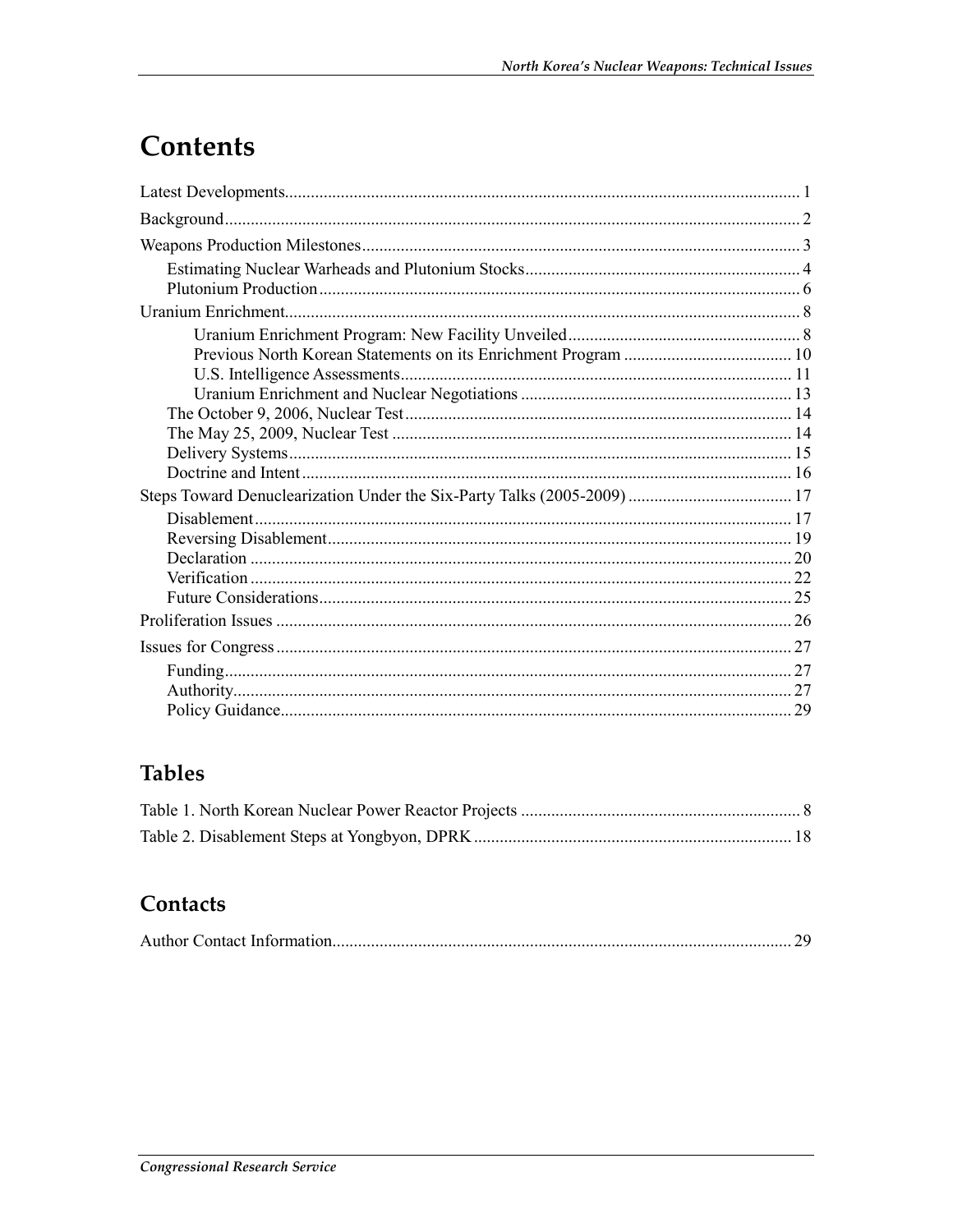# Contents

Latest Developments....................................................................................................................... 1

Background.................................................................................................................................... 2

Weapons Production Milestones..................................................................................................... 3

- Estimating Nuclear Warheads and Plutonium Stocks................................................................ 4
- Plutonium Production.............................................................................................................. 6

Uranium Enrichment...................................................................................................................... 8

- Uranium Enrichment Program: New Facility Unveiled...................................................... 8
- Previous North Korean Statements on its Enrichment Program ....................................... 10
- U.S. Intelligence Assessments........................................................................................... 11
- Uranium Enrichment and Nuclear Negotiations .............................................................. 13
- The October 9, 2006, Nuclear Test.......................................................................................... 14
- The May 25, 2009, Nuclear Test ............................................................................................ 14
- Delivery Systems.................................................................................................................... 15
- Doctrine and Intent................................................................................................................. 16

Steps Toward Denuclearization Under the Six-Party Talks (2005-2009) ...................................... 17

- Disablement............................................................................................................................ 17
- Reversing Disablement........................................................................................................... 19
- Declaration ............................................................................................................................. 20
- Verification ............................................................................................................................. 22
- Future Considerations............................................................................................................. 25

Proliferation Issues ....................................................................................................................... 26

Issues for Congress ....................................................................................................................... 27

- Funding................................................................................................................................... 27
- Authority................................................................................................................................. 27
- Policy Guidance...................................................................................................................... 29

## Tables

Table 1. North Korean Nuclear Power Reactor Projects ................................................................ 8

Table 2. Disablement Steps at Yongbyon, DPRK......................................................................... 18

## Contacts

Author Contact Information.......................................................................................................... 29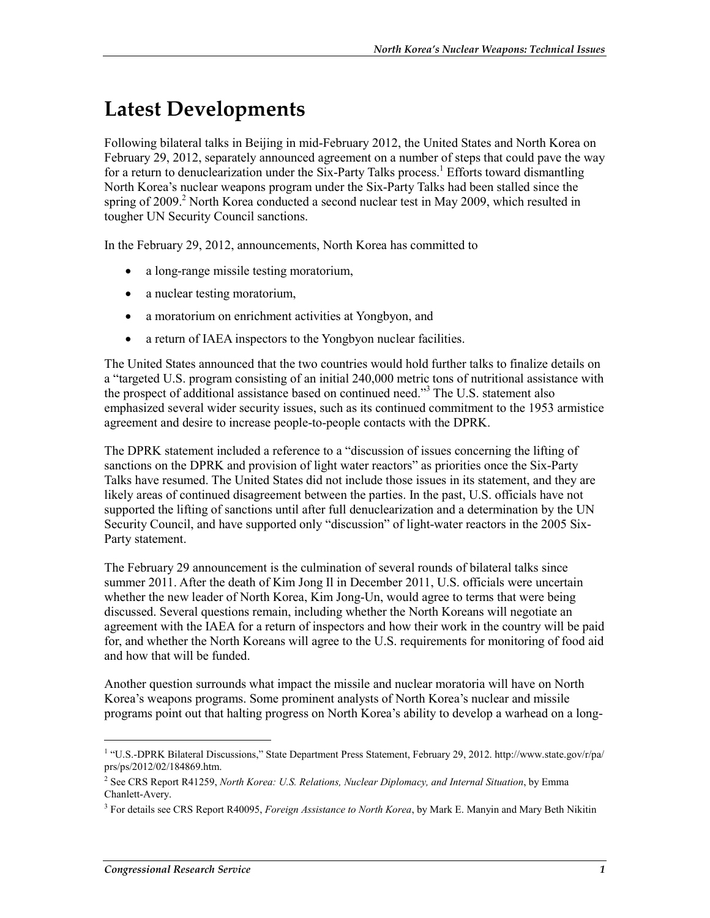# Latest Developments

Following bilateral talks in Beijing in mid-February 2012, the United States and North Korea on February 29, 2012, separately announced agreement on a number of steps that could pave the way for a return to denuclearization under the Six-Party Talks process.[1] Efforts toward dismantling North Korea's nuclear weapons program under the Six-Party Talks had been stalled since the spring of 2009.[2] North Korea conducted a second nuclear test in May 2009, which resulted in tougher UN Security Council sanctions.

In the February 29, 2012, announcements, North Korea has committed to

- a long-range missile testing moratorium,
- a nuclear testing moratorium,
- a moratorium on enrichment activities at Yongbyon, and
- a return of IAEA inspectors to the Yongbyon nuclear facilities.

The United States announced that the two countries would hold further talks to finalize details on a "targeted U.S. program consisting of an initial 240,000 metric tons of nutritional assistance with the prospect of additional assistance based on continued need."[3] The U.S. statement also emphasized several wider security issues, such as its continued commitment to the 1953 armistice agreement and desire to increase people-to-people contacts with the DPRK.

The DPRK statement included a reference to a "discussion of issues concerning the lifting of sanctions on the DPRK and provision of light water reactors" as priorities once the Six-Party Talks have resumed. The United States did not include those issues in its statement, and they are likely areas of continued disagreement between the parties. In the past, U.S. officials have not supported the lifting of sanctions until after full denuclearization and a determination by the UN Security Council, and have supported only "discussion" of light-water reactors in the 2005 Six-Party statement.

The February 29 announcement is the culmination of several rounds of bilateral talks since summer 2011. After the death of Kim Jong Il in December 2011, U.S. officials were uncertain whether the new leader of North Korea, Kim Jong-Un, would agree to terms that were being discussed. Several questions remain, including whether the North Koreans will negotiate an agreement with the IAEA for a return of inspectors and how their work in the country will be paid for, and whether the North Koreans will agree to the U.S. requirements for monitoring of food aid and how that will be funded.

Another question surrounds what impact the missile and nuclear moratoria will have on North Korea's weapons programs. Some prominent analysts of North Korea's nuclear and missile programs point out that halting progress on North Korea's ability to develop a warhead on a long-

---

[1] "U.S.-DPRK Bilateral Discussions," State Department Press Statement, February 29, 2012. http://www.state.gov/r/pa/prs/ps/2012/02/184869.htm.

[2] See CRS Report R41259, *North Korea: U.S. Relations, Nuclear Diplomacy, and Internal Situation*, by Emma Chanlett-Avery.

[3] For details see CRS Report R40095, *Foreign Assistance to North Korea*, by Mark E. Manyin and Mary Beth Nikitin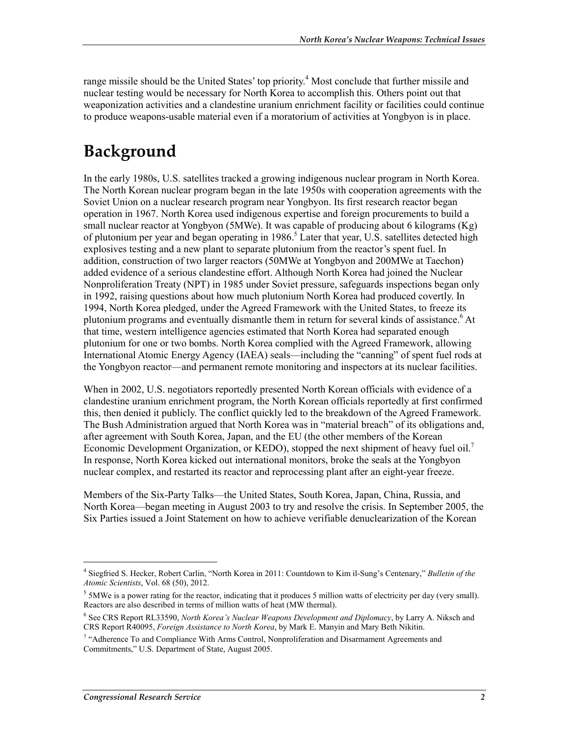range missile should be the United States' top priority.[4] Most conclude that further missile and nuclear testing would be necessary for North Korea to accomplish this. Others point out that weaponization activities and a clandestine uranium enrichment facility or facilities could continue to produce weapons-usable material even if a moratorium of activities at Yongbyon is in place.

# Background

In the early 1980s, U.S. satellites tracked a growing indigenous nuclear program in North Korea. The North Korean nuclear program began in the late 1950s with cooperation agreements with the Soviet Union on a nuclear research program near Yongbyon. Its first research reactor began operation in 1967. North Korea used indigenous expertise and foreign procurements to build a small nuclear reactor at Yongbyon (5MWe). It was capable of producing about 6 kilograms (Kg) of plutonium per year and began operating in 1986.[5] Later that year, U.S. satellites detected high explosives testing and a new plant to separate plutonium from the reactor's spent fuel. In addition, construction of two larger reactors (50MWe at Yongbyon and 200MWe at Taechon) added evidence of a serious clandestine effort. Although North Korea had joined the Nuclear Nonproliferation Treaty (NPT) in 1985 under Soviet pressure, safeguards inspections began only in 1992, raising questions about how much plutonium North Korea had produced covertly. In 1994, North Korea pledged, under the Agreed Framework with the United States, to freeze its plutonium programs and eventually dismantle them in return for several kinds of assistance.[6] At that time, western intelligence agencies estimated that North Korea had separated enough plutonium for one or two bombs. North Korea complied with the Agreed Framework, allowing International Atomic Energy Agency (IAEA) seals—including the "canning" of spent fuel rods at the Yongbyon reactor—and permanent remote monitoring and inspectors at its nuclear facilities.

When in 2002, U.S. negotiators reportedly presented North Korean officials with evidence of a clandestine uranium enrichment program, the North Korean officials reportedly at first confirmed this, then denied it publicly. The conflict quickly led to the breakdown of the Agreed Framework. The Bush Administration argued that North Korea was in "material breach" of its obligations and, after agreement with South Korea, Japan, and the EU (the other members of the Korean Economic Development Organization, or KEDO), stopped the next shipment of heavy fuel oil.[7] In response, North Korea kicked out international monitors, broke the seals at the Yongbyon nuclear complex, and restarted its reactor and reprocessing plant after an eight-year freeze.

Members of the Six-Party Talks—the United States, South Korea, Japan, China, Russia, and North Korea—began meeting in August 2003 to try and resolve the crisis. In September 2005, the Six Parties issued a Joint Statement on how to achieve verifiable denuclearization of the Korean

---

[4] Siegfried S. Hecker, Robert Carlin, "North Korea in 2011: Countdown to Kim il-Sung's Centenary," *Bulletin of the Atomic Scientists*, Vol. 68 (50), 2012.

[5] 5MWe is a power rating for the reactor, indicating that it produces 5 million watts of electricity per day (very small). Reactors are also described in terms of million watts of heat (MW thermal).

[6] See CRS Report RL33590, *North Korea's Nuclear Weapons Development and Diplomacy*, by Larry A. Niksch and CRS Report R40095, *Foreign Assistance to North Korea*, by Mark E. Manyin and Mary Beth Nikitin.

[7] "Adherence To and Compliance With Arms Control, Nonproliferation and Disarmament Agreements and Commitments," U.S. Department of State, August 2005.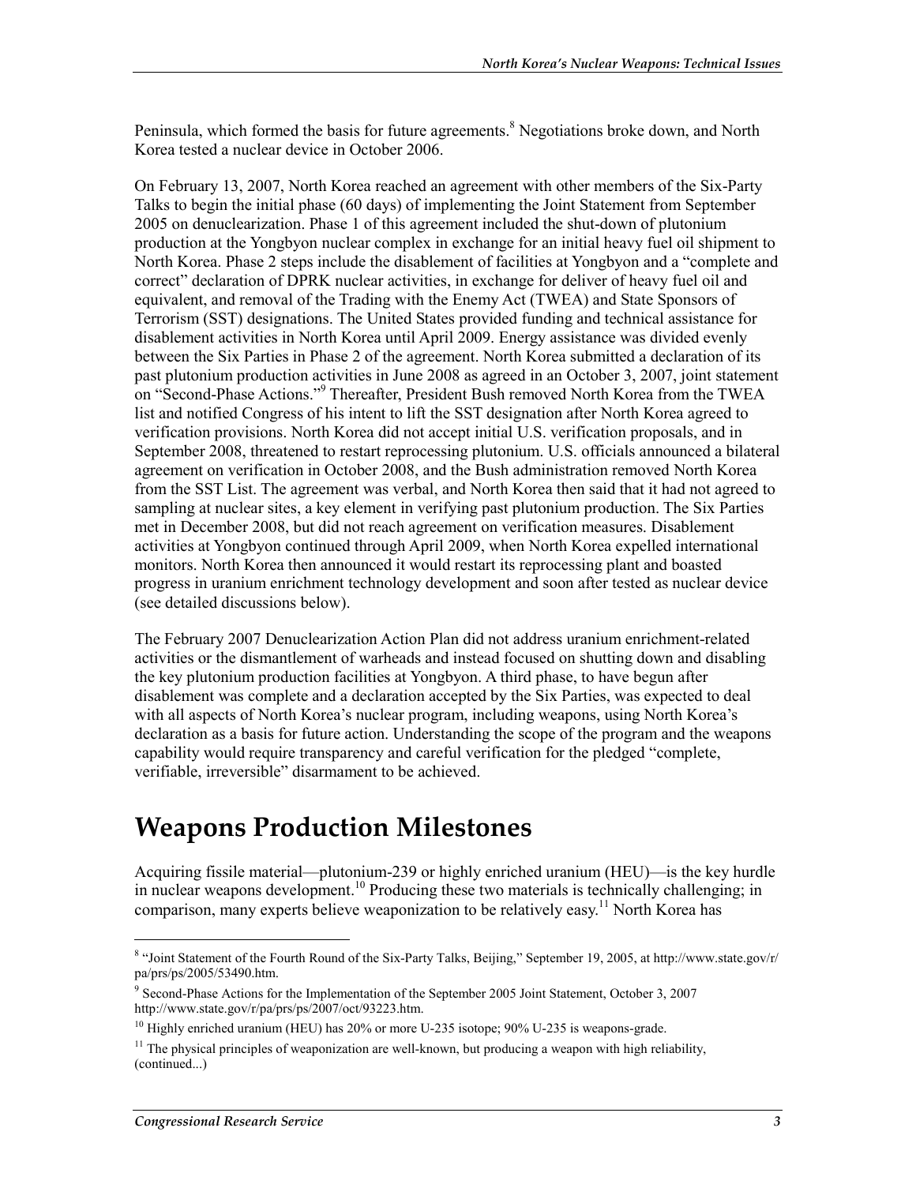Peninsula, which formed the basis for future agreements.[8] Negotiations broke down, and North Korea tested a nuclear device in October 2006.

On February 13, 2007, North Korea reached an agreement with other members of the Six-Party Talks to begin the initial phase (60 days) of implementing the Joint Statement from September 2005 on denuclearization. Phase 1 of this agreement included the shut-down of plutonium production at the Yongbyon nuclear complex in exchange for an initial heavy fuel oil shipment to North Korea. Phase 2 steps include the disablement of facilities at Yongbyon and a "complete and correct" declaration of DPRK nuclear activities, in exchange for deliver of heavy fuel oil and equivalent, and removal of the Trading with the Enemy Act (TWEA) and State Sponsors of Terrorism (SST) designations. The United States provided funding and technical assistance for disablement activities in North Korea until April 2009. Energy assistance was divided evenly between the Six Parties in Phase 2 of the agreement. North Korea submitted a declaration of its past plutonium production activities in June 2008 as agreed in an October 3, 2007, joint statement on "Second-Phase Actions."[9] Thereafter, President Bush removed North Korea from the TWEA list and notified Congress of his intent to lift the SST designation after North Korea agreed to verification provisions. North Korea did not accept initial U.S. verification proposals, and in September 2008, threatened to restart reprocessing plutonium. U.S. officials announced a bilateral agreement on verification in October 2008, and the Bush administration removed North Korea from the SST List. The agreement was verbal, and North Korea then said that it had not agreed to sampling at nuclear sites, a key element in verifying past plutonium production. The Six Parties met in December 2008, but did not reach agreement on verification measures. Disablement activities at Yongbyon continued through April 2009, when North Korea expelled international monitors. North Korea then announced it would restart its reprocessing plant and boasted progress in uranium enrichment technology development and soon after tested as nuclear device (see detailed discussions below).

The February 2007 Denuclearization Action Plan did not address uranium enrichment-related activities or the dismantlement of warheads and instead focused on shutting down and disabling the key plutonium production facilities at Yongbyon. A third phase, to have begun after disablement was complete and a declaration accepted by the Six Parties, was expected to deal with all aspects of North Korea's nuclear program, including weapons, using North Korea's declaration as a basis for future action. Understanding the scope of the program and the weapons capability would require transparency and careful verification for the pledged "complete, verifiable, irreversible" disarmament to be achieved.

# Weapons Production Milestones

Acquiring fissile material—plutonium-239 or highly enriched uranium (HEU)—is the key hurdle in nuclear weapons development.[10] Producing these two materials is technically challenging; in comparison, many experts believe weaponization to be relatively easy.[11] North Korea has

---

[8] "Joint Statement of the Fourth Round of the Six-Party Talks, Beijing," September 19, 2005, at http://www.state.gov/r/pa/prs/ps/2005/53490.htm.

[9] Second-Phase Actions for the Implementation of the September 2005 Joint Statement, October 3, 2007 http://www.state.gov/r/pa/prs/ps/2007/oct/93223.htm.

[10] Highly enriched uranium (HEU) has 20% or more U-235 isotope; 90% U-235 is weapons-grade.

[11] The physical principles of weaponization are well-known, but producing a weapon with high reliability, (continued...)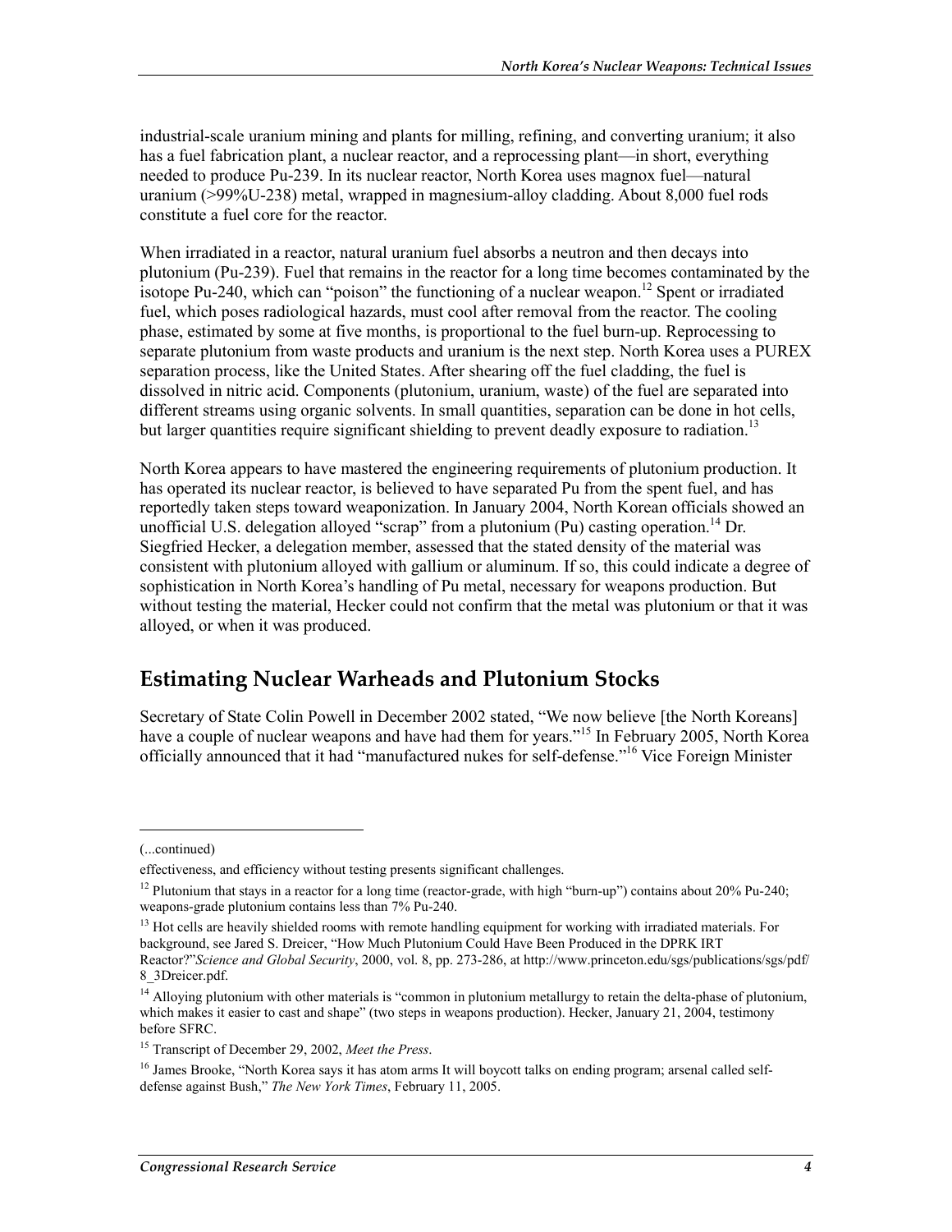industrial-scale uranium mining and plants for milling, refining, and converting uranium; it also has a fuel fabrication plant, a nuclear reactor, and a reprocessing plant—in short, everything needed to produce Pu-239. In its nuclear reactor, North Korea uses magnox fuel—natural uranium (>99%U-238) metal, wrapped in magnesium-alloy cladding. About 8,000 fuel rods constitute a fuel core for the reactor.

When irradiated in a reactor, natural uranium fuel absorbs a neutron and then decays into plutonium (Pu-239). Fuel that remains in the reactor for a long time becomes contaminated by the isotope Pu-240, which can "poison" the functioning of a nuclear weapon.[12] Spent or irradiated fuel, which poses radiological hazards, must cool after removal from the reactor. The cooling phase, estimated by some at five months, is proportional to the fuel burn-up. Reprocessing to separate plutonium from waste products and uranium is the next step. North Korea uses a PUREX separation process, like the United States. After shearing off the fuel cladding, the fuel is dissolved in nitric acid. Components (plutonium, uranium, waste) of the fuel are separated into different streams using organic solvents. In small quantities, separation can be done in hot cells, but larger quantities require significant shielding to prevent deadly exposure to radiation.[13]

North Korea appears to have mastered the engineering requirements of plutonium production. It has operated its nuclear reactor, is believed to have separated Pu from the spent fuel, and has reportedly taken steps toward weaponization. In January 2004, North Korean officials showed an unofficial U.S. delegation alloyed "scrap" from a plutonium (Pu) casting operation.[14] Dr. Siegfried Hecker, a delegation member, assessed that the stated density of the material was consistent with plutonium alloyed with gallium or aluminum. If so, this could indicate a degree of sophistication in North Korea's handling of Pu metal, necessary for weapons production. But without testing the material, Hecker could not confirm that the metal was plutonium or that it was alloyed, or when it was produced.

## Estimating Nuclear Warheads and Plutonium Stocks

Secretary of State Colin Powell in December 2002 stated, "We now believe [the North Koreans] have a couple of nuclear weapons and have had them for years."[15] In February 2005, North Korea officially announced that it had "manufactured nukes for self-defense."[16] Vice Foreign Minister

---

(...continued)

effectiveness, and efficiency without testing presents significant challenges.

[12] Plutonium that stays in a reactor for a long time (reactor-grade, with high "burn-up") contains about 20% Pu-240; weapons-grade plutonium contains less than 7% Pu-240.

[13] Hot cells are heavily shielded rooms with remote handling equipment for working with irradiated materials. For background, see Jared S. Dreicer, "How Much Plutonium Could Have Been Produced in the DPRK IRT Reactor?"*Science and Global Security*, 2000, vol. 8, pp. 273-286, at http://www.princeton.edu/sgs/publications/sgs/pdf/8_3Dreicer.pdf.

[14] Alloying plutonium with other materials is "common in plutonium metallurgy to retain the delta-phase of plutonium, which makes it easier to cast and shape" (two steps in weapons production). Hecker, January 21, 2004, testimony before SFRC.

[15] Transcript of December 29, 2002, *Meet the Press*.

[16] James Brooke, "North Korea says it has atom arms It will boycott talks on ending program; arsenal called self-defense against Bush," *The New York Times*, February 11, 2005.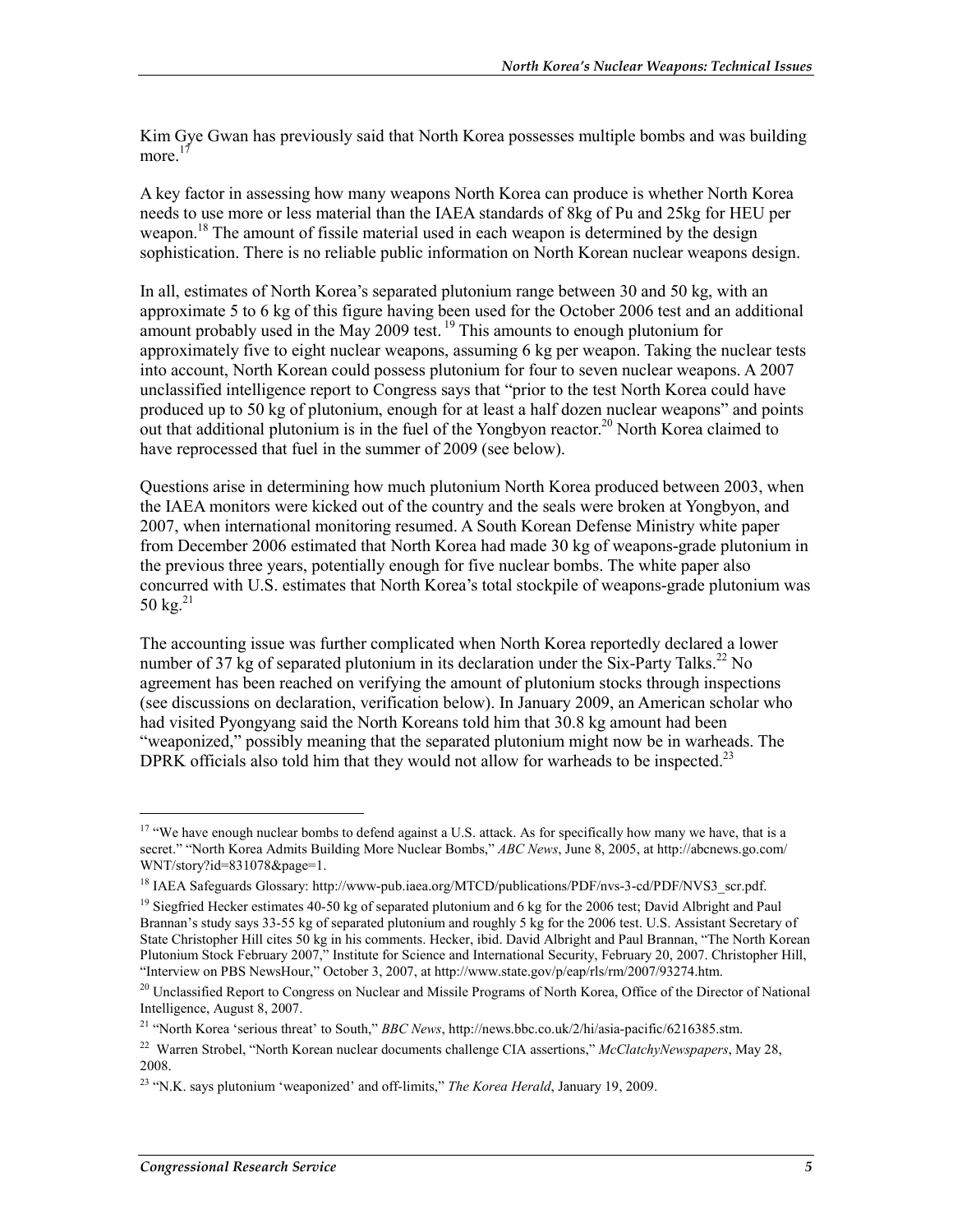Kim Gye Gwan has previously said that North Korea possesses multiple bombs and was building more.[17]

A key factor in assessing how many weapons North Korea can produce is whether North Korea needs to use more or less material than the IAEA standards of 8kg of Pu and 25kg for HEU per weapon.[18] The amount of fissile material used in each weapon is determined by the design sophistication. There is no reliable public information on North Korean nuclear weapons design.

In all, estimates of North Korea's separated plutonium range between 30 and 50 kg, with an approximate 5 to 6 kg of this figure having been used for the October 2006 test and an additional amount probably used in the May 2009 test.[19] This amounts to enough plutonium for approximately five to eight nuclear weapons, assuming 6 kg per weapon. Taking the nuclear tests into account, North Korean could possess plutonium for four to seven nuclear weapons. A 2007 unclassified intelligence report to Congress says that "prior to the test North Korea could have produced up to 50 kg of plutonium, enough for at least a half dozen nuclear weapons" and points out that additional plutonium is in the fuel of the Yongbyon reactor.[20] North Korea claimed to have reprocessed that fuel in the summer of 2009 (see below).

Questions arise in determining how much plutonium North Korea produced between 2003, when the IAEA monitors were kicked out of the country and the seals were broken at Yongbyon, and 2007, when international monitoring resumed. A South Korean Defense Ministry white paper from December 2006 estimated that North Korea had made 30 kg of weapons-grade plutonium in the previous three years, potentially enough for five nuclear bombs. The white paper also concurred with U.S. estimates that North Korea's total stockpile of weapons-grade plutonium was 50 kg.[21]

The accounting issue was further complicated when North Korea reportedly declared a lower number of 37 kg of separated plutonium in its declaration under the Six-Party Talks.[22] No agreement has been reached on verifying the amount of plutonium stocks through inspections (see discussions on declaration, verification below). In January 2009, an American scholar who had visited Pyongyang said the North Koreans told him that 30.8 kg amount had been "weaponized," possibly meaning that the separated plutonium might now be in warheads. The DPRK officials also told him that they would not allow for warheads to be inspected.[23]

---

[17] "We have enough nuclear bombs to defend against a U.S. attack. As for specifically how many we have, that is a secret." "North Korea Admits Building More Nuclear Bombs," *ABC News*, June 8, 2005, at http://abcnews.go.com/WNT/story?id=831078&page=1.

[18] IAEA Safeguards Glossary: http://www-pub.iaea.org/MTCD/publications/PDF/nvs-3-cd/PDF/NVS3_scr.pdf.

[19] Siegfried Hecker estimates 40-50 kg of separated plutonium and 6 kg for the 2006 test; David Albright and Paul Brannan's study says 33-55 kg of separated plutonium and roughly 5 kg for the 2006 test. U.S. Assistant Secretary of State Christopher Hill cites 50 kg in his comments. Hecker, ibid. David Albright and Paul Brannan, "The North Korean Plutonium Stock February 2007," Institute for Science and International Security, February 20, 2007. Christopher Hill, "Interview on PBS NewsHour," October 3, 2007, at http://www.state.gov/p/eap/rls/rm/2007/93274.htm.

[20] Unclassified Report to Congress on Nuclear and Missile Programs of North Korea, Office of the Director of National Intelligence, August 8, 2007.

[21] "North Korea 'serious threat' to South," *BBC News*, http://news.bbc.co.uk/2/hi/asia-pacific/6216385.stm.

[22] Warren Strobel, "North Korean nuclear documents challenge CIA assertions," *McClatchyNewspapers*, May 28, 2008.

[23] "N.K. says plutonium 'weaponized' and off-limits," *The Korea Herald*, January 19, 2009.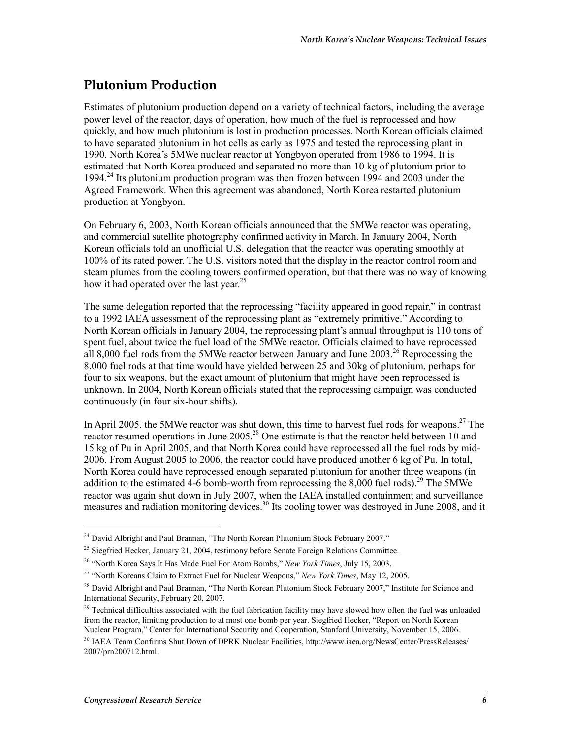## Plutonium Production

Estimates of plutonium production depend on a variety of technical factors, including the average power level of the reactor, days of operation, how much of the fuel is reprocessed and how quickly, and how much plutonium is lost in production processes. North Korean officials claimed to have separated plutonium in hot cells as early as 1975 and tested the reprocessing plant in 1990. North Korea's 5MWe nuclear reactor at Yongbyon operated from 1986 to 1994. It is estimated that North Korea produced and separated no more than 10 kg of plutonium prior to 1994.[24] Its plutonium production program was then frozen between 1994 and 2003 under the Agreed Framework. When this agreement was abandoned, North Korea restarted plutonium production at Yongbyon.

On February 6, 2003, North Korean officials announced that the 5MWe reactor was operating, and commercial satellite photography confirmed activity in March. In January 2004, North Korean officials told an unofficial U.S. delegation that the reactor was operating smoothly at 100% of its rated power. The U.S. visitors noted that the display in the reactor control room and steam plumes from the cooling towers confirmed operation, but that there was no way of knowing how it had operated over the last year.[25]

The same delegation reported that the reprocessing "facility appeared in good repair," in contrast to a 1992 IAEA assessment of the reprocessing plant as "extremely primitive." According to North Korean officials in January 2004, the reprocessing plant's annual throughput is 110 tons of spent fuel, about twice the fuel load of the 5MWe reactor. Officials claimed to have reprocessed all 8,000 fuel rods from the 5MWe reactor between January and June 2003.[26] Reprocessing the 8,000 fuel rods at that time would have yielded between 25 and 30kg of plutonium, perhaps for four to six weapons, but the exact amount of plutonium that might have been reprocessed is unknown. In 2004, North Korean officials stated that the reprocessing campaign was conducted continuously (in four six-hour shifts).

In April 2005, the 5MWe reactor was shut down, this time to harvest fuel rods for weapons.[27] The reactor resumed operations in June 2005.[28] One estimate is that the reactor held between 10 and 15 kg of Pu in April 2005, and that North Korea could have reprocessed all the fuel rods by mid-2006. From August 2005 to 2006, the reactor could have produced another 6 kg of Pu. In total, North Korea could have reprocessed enough separated plutonium for another three weapons (in addition to the estimated 4-6 bomb-worth from reprocessing the 8,000 fuel rods).[29] The 5MWe reactor was again shut down in July 2007, when the IAEA installed containment and surveillance measures and radiation monitoring devices.[30] Its cooling tower was destroyed in June 2008, and it

---

[24] David Albright and Paul Brannan, "The North Korean Plutonium Stock February 2007."

[25] Siegfried Hecker, January 21, 2004, testimony before Senate Foreign Relations Committee.

[26] "North Korea Says It Has Made Fuel For Atom Bombs," *New York Times*, July 15, 2003.

[27] "North Koreans Claim to Extract Fuel for Nuclear Weapons," *New York Times*, May 12, 2005.

[28] David Albright and Paul Brannan, "The North Korean Plutonium Stock February 2007," Institute for Science and International Security, February 20, 2007.

[29] Technical difficulties associated with the fuel fabrication facility may have slowed how often the fuel was unloaded from the reactor, limiting production to at most one bomb per year. Siegfried Hecker, "Report on North Korean Nuclear Program," Center for International Security and Cooperation, Stanford University, November 15, 2006.

[30] IAEA Team Confirms Shut Down of DPRK Nuclear Facilities, http://www.iaea.org/NewsCenter/PressReleases/2007/prn200712.html.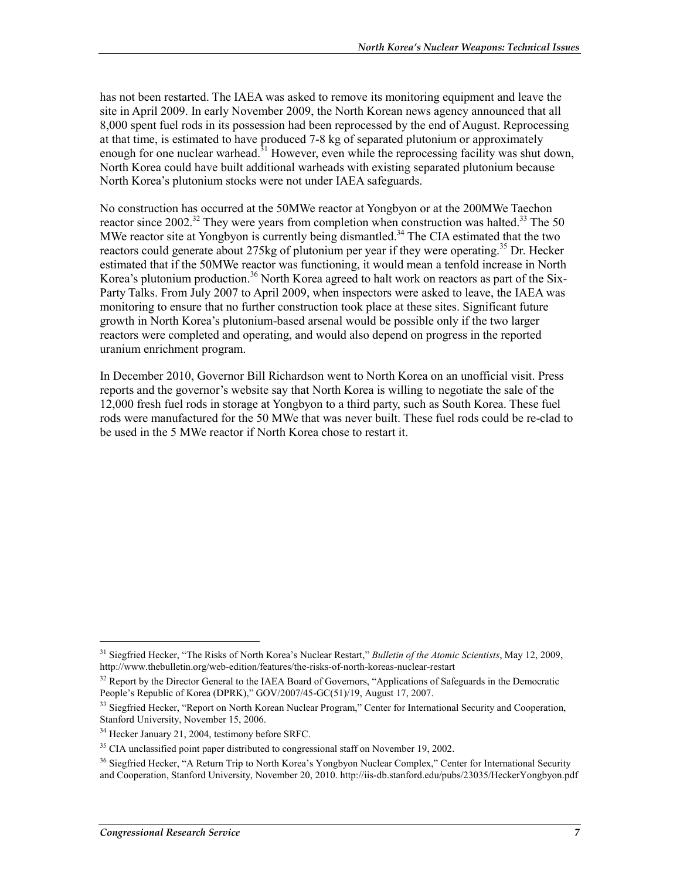has not been restarted. The IAEA was asked to remove its monitoring equipment and leave the site in April 2009. In early November 2009, the North Korean news agency announced that all 8,000 spent fuel rods in its possession had been reprocessed by the end of August. Reprocessing at that time, is estimated to have produced 7-8 kg of separated plutonium or approximately enough for one nuclear warhead.[31] However, even while the reprocessing facility was shut down, North Korea could have built additional warheads with existing separated plutonium because North Korea's plutonium stocks were not under IAEA safeguards.

No construction has occurred at the 50MWe reactor at Yongbyon or at the 200MWe Taechon reactor since 2002.[32] They were years from completion when construction was halted.[33] The 50 MWe reactor site at Yongbyon is currently being dismantled.[34] The CIA estimated that the two reactors could generate about 275kg of plutonium per year if they were operating.[35] Dr. Hecker estimated that if the 50MWe reactor was functioning, it would mean a tenfold increase in North Korea's plutonium production.[36] North Korea agreed to halt work on reactors as part of the Six-Party Talks. From July 2007 to April 2009, when inspectors were asked to leave, the IAEA was monitoring to ensure that no further construction took place at these sites. Significant future growth in North Korea's plutonium-based arsenal would be possible only if the two larger reactors were completed and operating, and would also depend on progress in the reported uranium enrichment program.

In December 2010, Governor Bill Richardson went to North Korea on an unofficial visit. Press reports and the governor's website say that North Korea is willing to negotiate the sale of the 12,000 fresh fuel rods in storage at Yongbyon to a third party, such as South Korea. These fuel rods were manufactured for the 50 MWe that was never built. These fuel rods could be re-clad to be used in the 5 MWe reactor if North Korea chose to restart it.

---

[31] Siegfried Hecker, "The Risks of North Korea's Nuclear Restart," *Bulletin of the Atomic Scientists*, May 12, 2009, http://www.thebulletin.org/web-edition/features/the-risks-of-north-koreas-nuclear-restart

[32] Report by the Director General to the IAEA Board of Governors, "Applications of Safeguards in the Democratic People's Republic of Korea (DPRK)," GOV/2007/45-GC(51)/19, August 17, 2007.

[33] Siegfried Hecker, "Report on North Korean Nuclear Program," Center for International Security and Cooperation, Stanford University, November 15, 2006.

[34] Hecker January 21, 2004, testimony before SRFC.

[35] CIA unclassified point paper distributed to congressional staff on November 19, 2002.

[36] Siegfried Hecker, "A Return Trip to North Korea's Yongbyon Nuclear Complex," Center for International Security and Cooperation, Stanford University, November 20, 2010. http://iis-db.stanford.edu/pubs/23035/HeckerYongbyon.pdf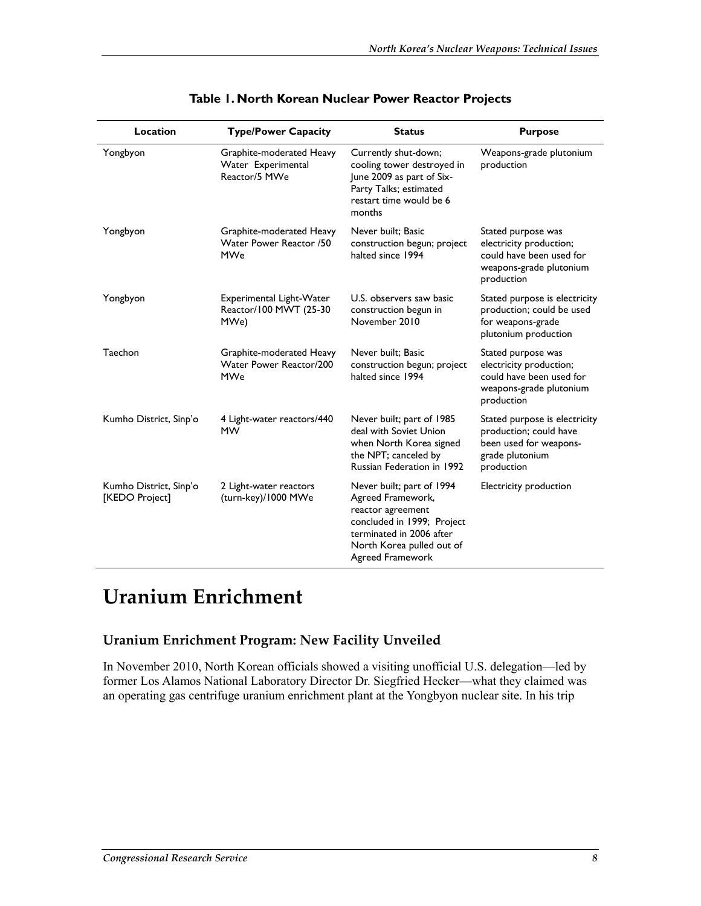**Table 1. North Korean Nuclear Power Reactor Projects**

| Location | Type/Power Capacity | Status | Purpose |
|---|---|---|---|
| Yongbyon | Graphite-moderated Heavy Water Experimental Reactor/5 MWe | Currently shut-down; cooling tower destroyed in June 2009 as part of Six-Party Talks; estimated restart time would be 6 months | Weapons-grade plutonium production |
| Yongbyon | Graphite-moderated Heavy Water Power Reactor /50 MWe | Never built; Basic construction begun; project halted since 1994 | Stated purpose was electricity production; could have been used for weapons-grade plutonium production |
| Yongbyon | Experimental Light-Water Reactor/100 MWT (25-30 MWe) | U.S. observers saw basic construction begun in November 2010 | Stated purpose is electricity production; could be used for weapons-grade plutonium production |
| Taechon | Graphite-moderated Heavy Water Power Reactor/200 MWe | Never built; Basic construction begun; project halted since 1994 | Stated purpose was electricity production; could have been used for weapons-grade plutonium production |
| Kumho District, Sinp'o | 4 Light-water reactors/440 MW | Never built; part of 1985 deal with Soviet Union when North Korea signed the NPT; canceled by Russian Federation in 1992 | Stated purpose is electricity production; could have been used for weapons-grade plutonium production |
| Kumho District, Sinp'o [KEDO Project] | 2 Light-water reactors (turn-key)/1000 MWe | Never built; part of 1994 Agreed Framework, reactor agreement concluded in 1999; Project terminated in 2006 after North Korea pulled out of Agreed Framework | Electricity production |

# Uranium Enrichment

## Uranium Enrichment Program: New Facility Unveiled

In November 2010, North Korean officials showed a visiting unofficial U.S. delegation—led by former Los Alamos National Laboratory Director Dr. Siegfried Hecker—what they claimed was an operating gas centrifuge uranium enrichment plant at the Yongbyon nuclear site. In his trip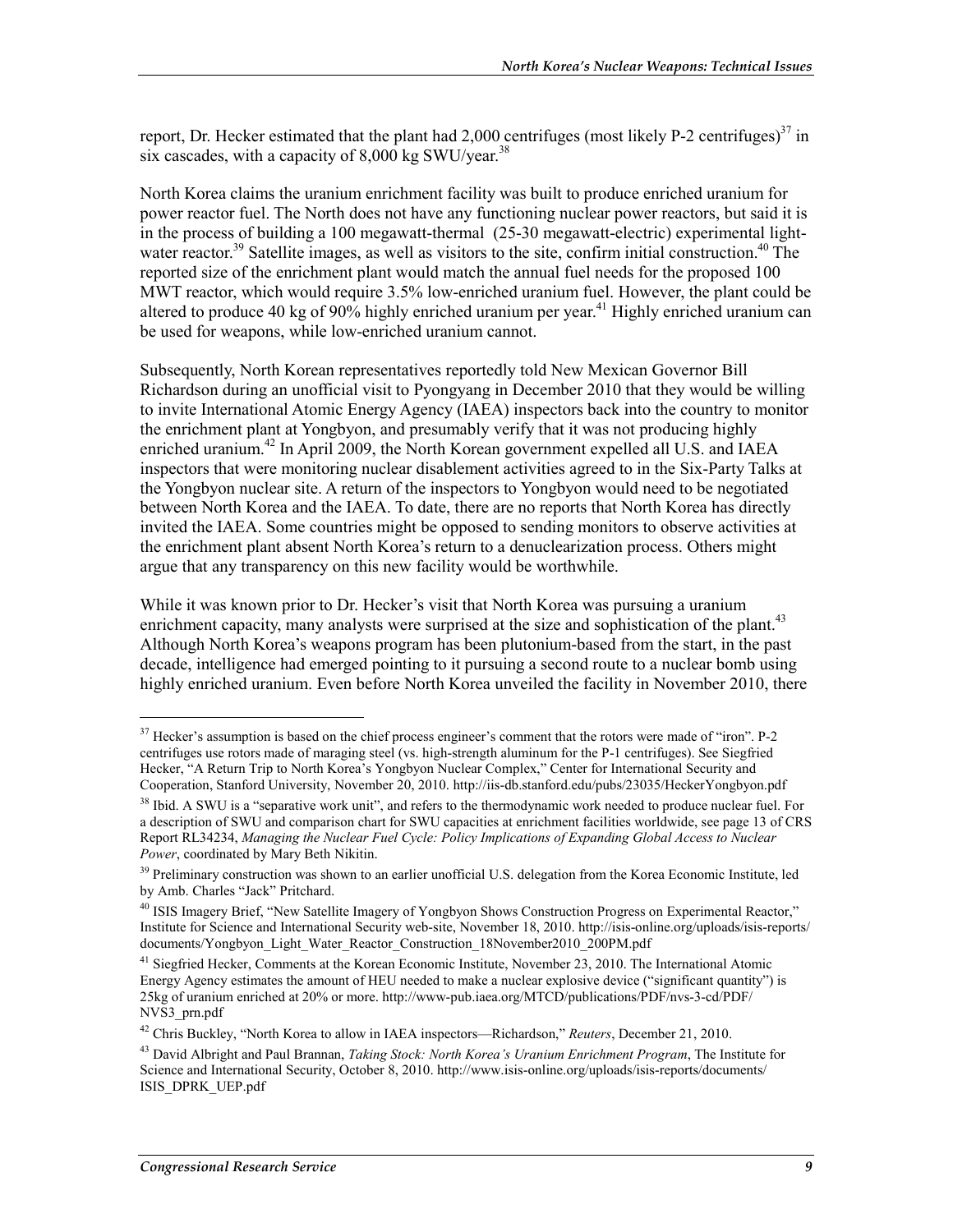report, Dr. Hecker estimated that the plant had 2,000 centrifuges (most likely P-2 centrifuges)[37] in six cascades, with a capacity of 8,000 kg SWU/year.[38]

North Korea claims the uranium enrichment facility was built to produce enriched uranium for power reactor fuel. The North does not have any functioning nuclear power reactors, but said it is in the process of building a 100 megawatt-thermal (25-30 megawatt-electric) experimental light-water reactor.[39] Satellite images, as well as visitors to the site, confirm initial construction.[40] The reported size of the enrichment plant would match the annual fuel needs for the proposed 100 MWT reactor, which would require 3.5% low-enriched uranium fuel. However, the plant could be altered to produce 40 kg of 90% highly enriched uranium per year.[41] Highly enriched uranium can be used for weapons, while low-enriched uranium cannot.

Subsequently, North Korean representatives reportedly told New Mexican Governor Bill Richardson during an unofficial visit to Pyongyang in December 2010 that they would be willing to invite International Atomic Energy Agency (IAEA) inspectors back into the country to monitor the enrichment plant at Yongbyon, and presumably verify that it was not producing highly enriched uranium.[42] In April 2009, the North Korean government expelled all U.S. and IAEA inspectors that were monitoring nuclear disablement activities agreed to in the Six-Party Talks at the Yongbyon nuclear site. A return of the inspectors to Yongbyon would need to be negotiated between North Korea and the IAEA. To date, there are no reports that North Korea has directly invited the IAEA. Some countries might be opposed to sending monitors to observe activities at the enrichment plant absent North Korea's return to a denuclearization process. Others might argue that any transparency on this new facility would be worthwhile.

While it was known prior to Dr. Hecker's visit that North Korea was pursuing a uranium enrichment capacity, many analysts were surprised at the size and sophistication of the plant.[43] Although North Korea's weapons program has been plutonium-based from the start, in the past decade, intelligence had emerged pointing to it pursuing a second route to a nuclear bomb using highly enriched uranium. Even before North Korea unveiled the facility in November 2010, there

---

[37] Hecker's assumption is based on the chief process engineer's comment that the rotors were made of "iron". P-2 centrifuges use rotors made of maraging steel (vs. high-strength aluminum for the P-1 centrifuges). See Siegfried Hecker, "A Return Trip to North Korea's Yongbyon Nuclear Complex," Center for International Security and Cooperation, Stanford University, November 20, 2010. http://iis-db.stanford.edu/pubs/23035/HeckerYongbyon.pdf

[38] Ibid. A SWU is a "separative work unit", and refers to the thermodynamic work needed to produce nuclear fuel. For a description of SWU and comparison chart for SWU capacities at enrichment facilities worldwide, see page 13 of CRS Report RL34234, *Managing the Nuclear Fuel Cycle: Policy Implications of Expanding Global Access to Nuclear Power*, coordinated by Mary Beth Nikitin.

[39] Preliminary construction was shown to an earlier unofficial U.S. delegation from the Korea Economic Institute, led by Amb. Charles "Jack" Pritchard.

[40] ISIS Imagery Brief, "New Satellite Imagery of Yongbyon Shows Construction Progress on Experimental Reactor," Institute for Science and International Security web-site, November 18, 2010. http://isis-online.org/uploads/isis-reports/documents/Yongbyon_Light_Water_Reactor_Construction_18November2010_200PM.pdf

[41] Siegfried Hecker, Comments at the Korean Economic Institute, November 23, 2010. The International Atomic Energy Agency estimates the amount of HEU needed to make a nuclear explosive device ("significant quantity") is 25kg of uranium enriched at 20% or more. http://www-pub.iaea.org/MTCD/publications/PDF/nvs-3-cd/PDF/NVS3_prn.pdf

[42] Chris Buckley, "North Korea to allow in IAEA inspectors—Richardson," *Reuters*, December 21, 2010.

[43] David Albright and Paul Brannan, *Taking Stock: North Korea's Uranium Enrichment Program*, The Institute for Science and International Security, October 8, 2010. http://www.isis-online.org/uploads/isis-reports/documents/ISIS_DPRK_UEP.pdf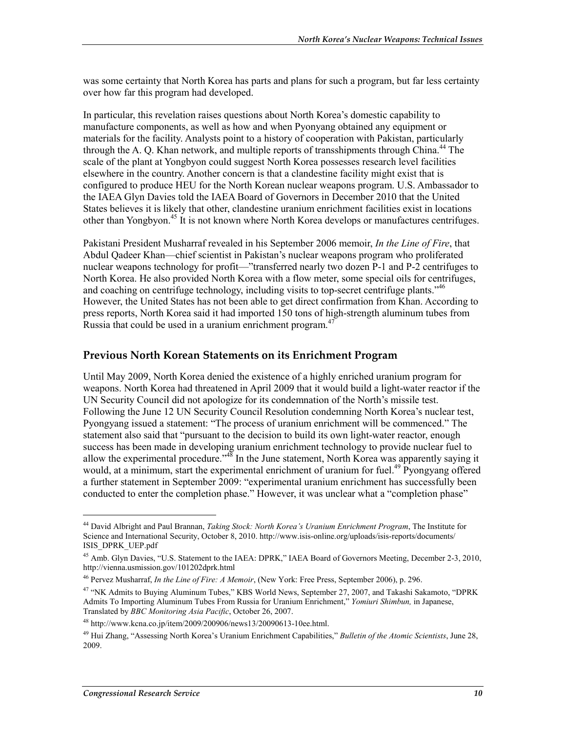was some certainty that North Korea has parts and plans for such a program, but far less certainty over how far this program had developed.

In particular, this revelation raises questions about North Korea's domestic capability to manufacture components, as well as how and when Pyonyang obtained any equipment or materials for the facility. Analysts point to a history of cooperation with Pakistan, particularly through the A. Q. Khan network, and multiple reports of transshipments through China.[44] The scale of the plant at Yongbyon could suggest North Korea possesses research level facilities elsewhere in the country. Another concern is that a clandestine facility might exist that is configured to produce HEU for the North Korean nuclear weapons program. U.S. Ambassador to the IAEA Glyn Davies told the IAEA Board of Governors in December 2010 that the United States believes it is likely that other, clandestine uranium enrichment facilities exist in locations other than Yongbyon.[45] It is not known where North Korea develops or manufactures centrifuges.

Pakistani President Musharraf revealed in his September 2006 memoir, *In the Line of Fire*, that Abdul Qadeer Khan—chief scientist in Pakistan's nuclear weapons program who proliferated nuclear weapons technology for profit—"transferred nearly two dozen P-1 and P-2 centrifuges to North Korea. He also provided North Korea with a flow meter, some special oils for centrifuges, and coaching on centrifuge technology, including visits to top-secret centrifuge plants."[46] However, the United States has not been able to get direct confirmation from Khan. According to press reports, North Korea said it had imported 150 tons of high-strength aluminum tubes from Russia that could be used in a uranium enrichment program.[47]

## Previous North Korean Statements on its Enrichment Program

Until May 2009, North Korea denied the existence of a highly enriched uranium program for weapons. North Korea had threatened in April 2009 that it would build a light-water reactor if the UN Security Council did not apologize for its condemnation of the North's missile test. Following the June 12 UN Security Council Resolution condemning North Korea's nuclear test, Pyongyang issued a statement: "The process of uranium enrichment will be commenced." The statement also said that "pursuant to the decision to build its own light-water reactor, enough success has been made in developing uranium enrichment technology to provide nuclear fuel to allow the experimental procedure."[48] In the June statement, North Korea was apparently saying it would, at a minimum, start the experimental enrichment of uranium for fuel.[49] Pyongyang offered a further statement in September 2009: "experimental uranium enrichment has successfully been conducted to enter the completion phase." However, it was unclear what a "completion phase"

---

[44] David Albright and Paul Brannan, *Taking Stock: North Korea's Uranium Enrichment Program*, The Institute for Science and International Security, October 8, 2010. http://www.isis-online.org/uploads/isis-reports/documents/ISIS_DPRK_UEP.pdf

[45] Amb. Glyn Davies, "U.S. Statement to the IAEA: DPRK," IAEA Board of Governors Meeting, December 2-3, 2010, http://vienna.usmission.gov/101202dprk.html

[46] Pervez Musharraf, *In the Line of Fire: A Memoir*, (New York: Free Press, September 2006), p. 296.

[47] "NK Admits to Buying Aluminum Tubes," KBS World News, September 27, 2007, and Takashi Sakamoto, "DPRK Admits To Importing Aluminum Tubes From Russia for Uranium Enrichment," *Yomiuri Shimbun,* in Japanese, Translated by *BBC Monitoring Asia Pacific*, October 26, 2007.

[48] http://www.kcna.co.jp/item/2009/200906/news13/20090613-10ee.html.

[49] Hui Zhang, "Assessing North Korea's Uranium Enrichment Capabilities," *Bulletin of the Atomic Scientists*, June 28, 2009.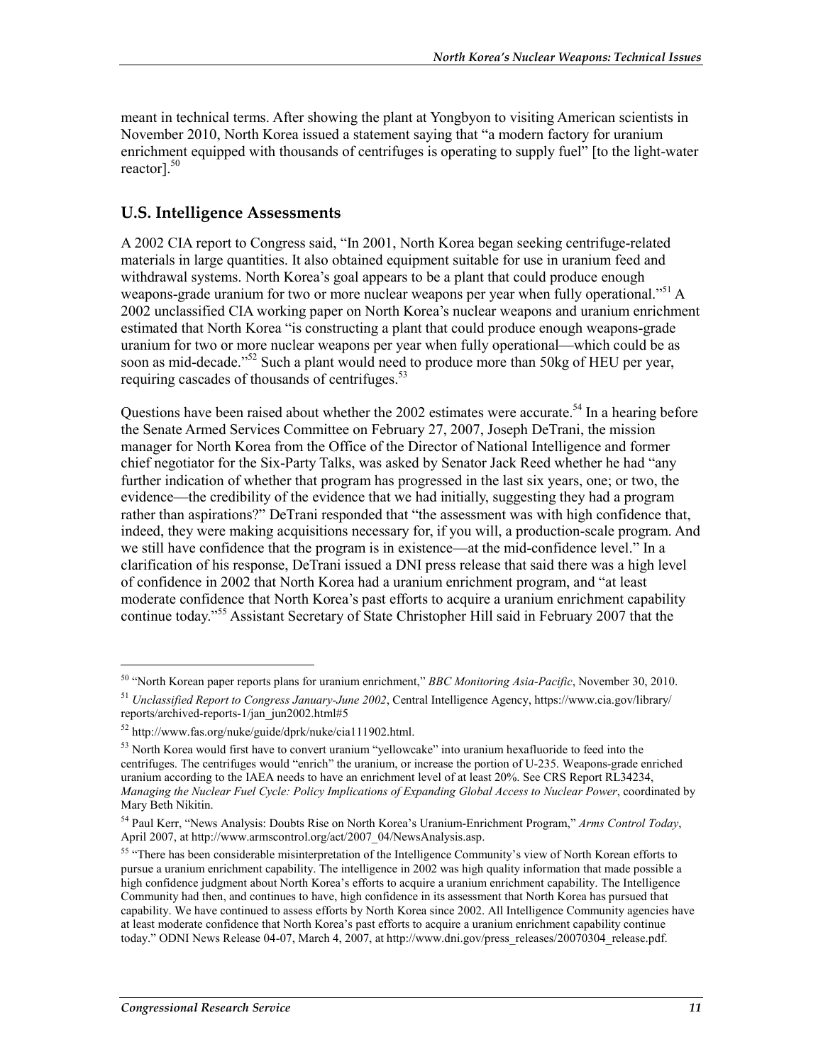meant in technical terms. After showing the plant at Yongbyon to visiting American scientists in November 2010, North Korea issued a statement saying that "a modern factory for uranium enrichment equipped with thousands of centrifuges is operating to supply fuel" [to the light-water reactor].[50]

## U.S. Intelligence Assessments

A 2002 CIA report to Congress said, "In 2001, North Korea began seeking centrifuge-related materials in large quantities. It also obtained equipment suitable for use in uranium feed and withdrawal systems. North Korea's goal appears to be a plant that could produce enough weapons-grade uranium for two or more nuclear weapons per year when fully operational."[51] A 2002 unclassified CIA working paper on North Korea's nuclear weapons and uranium enrichment estimated that North Korea "is constructing a plant that could produce enough weapons-grade uranium for two or more nuclear weapons per year when fully operational—which could be as soon as mid-decade."[52] Such a plant would need to produce more than 50kg of HEU per year, requiring cascades of thousands of centrifuges.[53]

Questions have been raised about whether the 2002 estimates were accurate.[54] In a hearing before the Senate Armed Services Committee on February 27, 2007, Joseph DeTrani, the mission manager for North Korea from the Office of the Director of National Intelligence and former chief negotiator for the Six-Party Talks, was asked by Senator Jack Reed whether he had "any further indication of whether that program has progressed in the last six years, one; or two, the evidence—the credibility of the evidence that we had initially, suggesting they had a program rather than aspirations?" DeTrani responded that "the assessment was with high confidence that, indeed, they were making acquisitions necessary for, if you will, a production-scale program. And we still have confidence that the program is in existence—at the mid-confidence level." In a clarification of his response, DeTrani issued a DNI press release that said there was a high level of confidence in 2002 that North Korea had a uranium enrichment program, and "at least moderate confidence that North Korea's past efforts to acquire a uranium enrichment capability continue today."[55] Assistant Secretary of State Christopher Hill said in February 2007 that the

---

[50] "North Korean paper reports plans for uranium enrichment," *BBC Monitoring Asia-Pacific*, November 30, 2010.

[51] *Unclassified Report to Congress January-June 2002*, Central Intelligence Agency, https://www.cia.gov/library/reports/archived-reports-1/jan_jun2002.html#5

[52] http://www.fas.org/nuke/guide/dprk/nuke/cia111902.html.

[53] North Korea would first have to convert uranium "yellowcake" into uranium hexafluoride to feed into the centrifuges. The centrifuges would "enrich" the uranium, or increase the portion of U-235. Weapons-grade enriched uranium according to the IAEA needs to have an enrichment level of at least 20%. See CRS Report RL34234, *Managing the Nuclear Fuel Cycle: Policy Implications of Expanding Global Access to Nuclear Power*, coordinated by Mary Beth Nikitin.

[54] Paul Kerr, "News Analysis: Doubts Rise on North Korea's Uranium-Enrichment Program," *Arms Control Today*, April 2007, at http://www.armscontrol.org/act/2007_04/NewsAnalysis.asp.

[55] "There has been considerable misinterpretation of the Intelligence Community's view of North Korean efforts to pursue a uranium enrichment capability. The intelligence in 2002 was high quality information that made possible a high confidence judgment about North Korea's efforts to acquire a uranium enrichment capability. The Intelligence Community had then, and continues to have, high confidence in its assessment that North Korea has pursued that capability. We have continued to assess efforts by North Korea since 2002. All Intelligence Community agencies have at least moderate confidence that North Korea's past efforts to acquire a uranium enrichment capability continue today." ODNI News Release 04-07, March 4, 2007, at http://www.dni.gov/press_releases/20070304_release.pdf.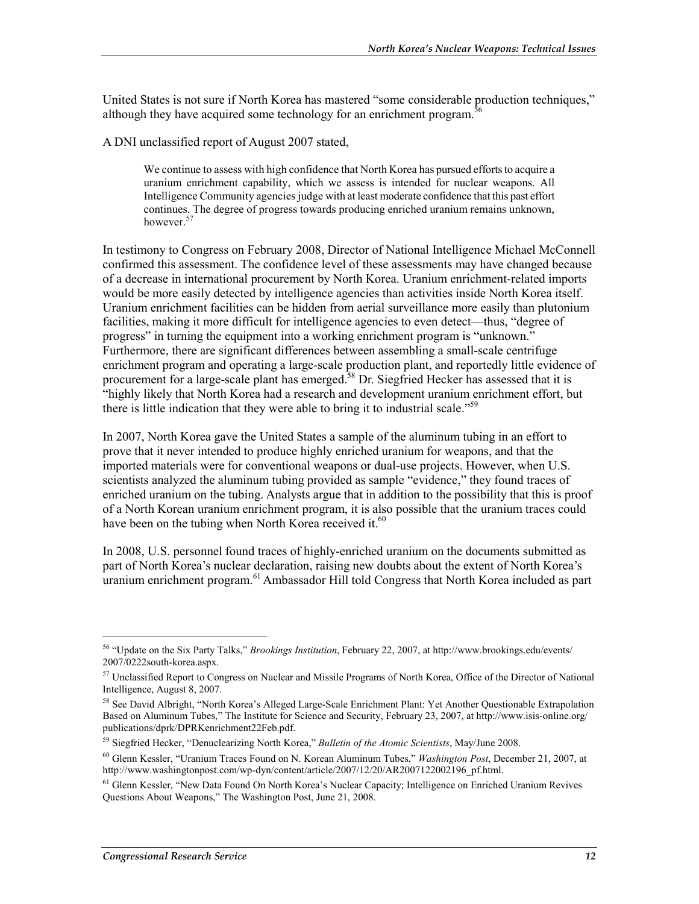United States is not sure if North Korea has mastered "some considerable production techniques," although they have acquired some technology for an enrichment program.[56]

A DNI unclassified report of August 2007 stated,

> We continue to assess with high confidence that North Korea has pursued efforts to acquire a uranium enrichment capability, which we assess is intended for nuclear weapons. All Intelligence Community agencies judge with at least moderate confidence that this past effort continues. The degree of progress towards producing enriched uranium remains unknown, however.[57]

In testimony to Congress on February 2008, Director of National Intelligence Michael McConnell confirmed this assessment. The confidence level of these assessments may have changed because of a decrease in international procurement by North Korea. Uranium enrichment-related imports would be more easily detected by intelligence agencies than activities inside North Korea itself. Uranium enrichment facilities can be hidden from aerial surveillance more easily than plutonium facilities, making it more difficult for intelligence agencies to even detect—thus, "degree of progress" in turning the equipment into a working enrichment program is "unknown." Furthermore, there are significant differences between assembling a small-scale centrifuge enrichment program and operating a large-scale production plant, and reportedly little evidence of procurement for a large-scale plant has emerged.[58] Dr. Siegfried Hecker has assessed that it is "highly likely that North Korea had a research and development uranium enrichment effort, but there is little indication that they were able to bring it to industrial scale."[59]

In 2007, North Korea gave the United States a sample of the aluminum tubing in an effort to prove that it never intended to produce highly enriched uranium for weapons, and that the imported materials were for conventional weapons or dual-use projects. However, when U.S. scientists analyzed the aluminum tubing provided as sample "evidence," they found traces of enriched uranium on the tubing. Analysts argue that in addition to the possibility that this is proof of a North Korean uranium enrichment program, it is also possible that the uranium traces could have been on the tubing when North Korea received it.[60]

In 2008, U.S. personnel found traces of highly-enriched uranium on the documents submitted as part of North Korea's nuclear declaration, raising new doubts about the extent of North Korea's uranium enrichment program.[61] Ambassador Hill told Congress that North Korea included as part

---

[56] "Update on the Six Party Talks," *Brookings Institution*, February 22, 2007, at http://www.brookings.edu/events/2007/0222south-korea.aspx.

[57] Unclassified Report to Congress on Nuclear and Missile Programs of North Korea, Office of the Director of National Intelligence, August 8, 2007.

[58] See David Albright, "North Korea's Alleged Large-Scale Enrichment Plant: Yet Another Questionable Extrapolation Based on Aluminum Tubes," The Institute for Science and Security, February 23, 2007, at http://www.isis-online.org/publications/dprk/DPRKenrichment22Feb.pdf.

[59] Siegfried Hecker, "Denuclearizing North Korea," *Bulletin of the Atomic Scientists*, May/June 2008.

[60] Glenn Kessler, "Uranium Traces Found on N. Korean Aluminum Tubes," *Washington Post*, December 21, 2007, at http://www.washingtonpost.com/wp-dyn/content/article/2007/12/20/AR2007122002196_pf.html.

[61] Glenn Kessler, "New Data Found On North Korea's Nuclear Capacity; Intelligence on Enriched Uranium Revives Questions About Weapons," The Washington Post, June 21, 2008.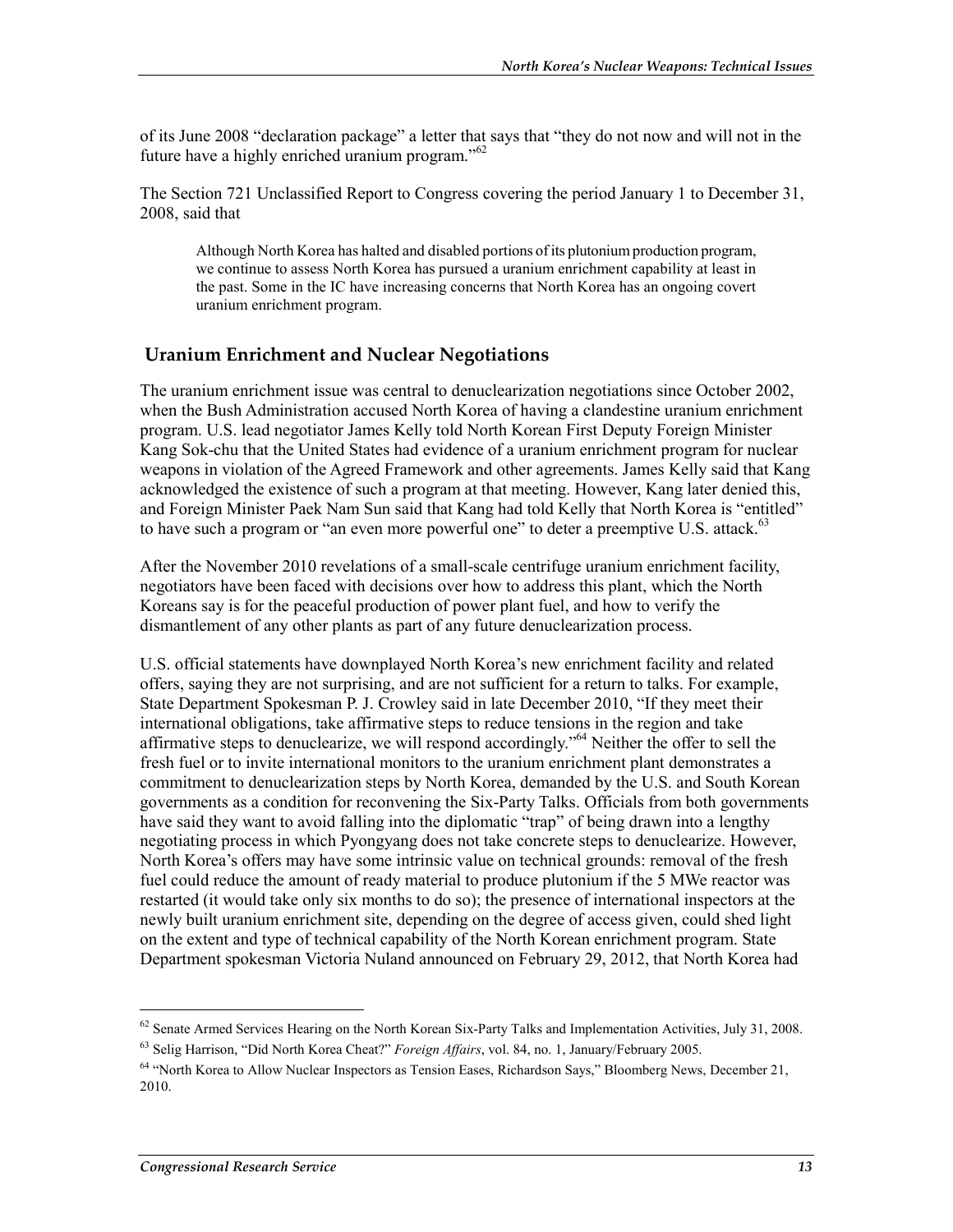of its June 2008 "declaration package" a letter that says that "they do not now and will not in the future have a highly enriched uranium program."[62]

The Section 721 Unclassified Report to Congress covering the period January 1 to December 31, 2008, said that

> Although North Korea has halted and disabled portions of its plutonium production program, we continue to assess North Korea has pursued a uranium enrichment capability at least in the past. Some in the IC have increasing concerns that North Korea has an ongoing covert uranium enrichment program.

## Uranium Enrichment and Nuclear Negotiations

The uranium enrichment issue was central to denuclearization negotiations since October 2002, when the Bush Administration accused North Korea of having a clandestine uranium enrichment program. U.S. lead negotiator James Kelly told North Korean First Deputy Foreign Minister Kang Sok-chu that the United States had evidence of a uranium enrichment program for nuclear weapons in violation of the Agreed Framework and other agreements. James Kelly said that Kang acknowledged the existence of such a program at that meeting. However, Kang later denied this, and Foreign Minister Paek Nam Sun said that Kang had told Kelly that North Korea is "entitled" to have such a program or "an even more powerful one" to deter a preemptive U.S. attack.[63]

After the November 2010 revelations of a small-scale centrifuge uranium enrichment facility, negotiators have been faced with decisions over how to address this plant, which the North Koreans say is for the peaceful production of power plant fuel, and how to verify the dismantlement of any other plants as part of any future denuclearization process.

U.S. official statements have downplayed North Korea's new enrichment facility and related offers, saying they are not surprising, and are not sufficient for a return to talks. For example, State Department Spokesman P. J. Crowley said in late December 2010, "If they meet their international obligations, take affirmative steps to reduce tensions in the region and take affirmative steps to denuclearize, we will respond accordingly."[64] Neither the offer to sell the fresh fuel or to invite international monitors to the uranium enrichment plant demonstrates a commitment to denuclearization steps by North Korea, demanded by the U.S. and South Korean governments as a condition for reconvening the Six-Party Talks. Officials from both governments have said they want to avoid falling into the diplomatic "trap" of being drawn into a lengthy negotiating process in which Pyongyang does not take concrete steps to denuclearize. However, North Korea's offers may have some intrinsic value on technical grounds: removal of the fresh fuel could reduce the amount of ready material to produce plutonium if the 5 MWe reactor was restarted (it would take only six months to do so); the presence of international inspectors at the newly built uranium enrichment site, depending on the degree of access given, could shed light on the extent and type of technical capability of the North Korean enrichment program. State Department spokesman Victoria Nuland announced on February 29, 2012, that North Korea had

---

[62] Senate Armed Services Hearing on the North Korean Six-Party Talks and Implementation Activities, July 31, 2008.

[63] Selig Harrison, "Did North Korea Cheat?" *Foreign Affairs*, vol. 84, no. 1, January/February 2005.

[64] "North Korea to Allow Nuclear Inspectors as Tension Eases, Richardson Says," Bloomberg News, December 21, 2010.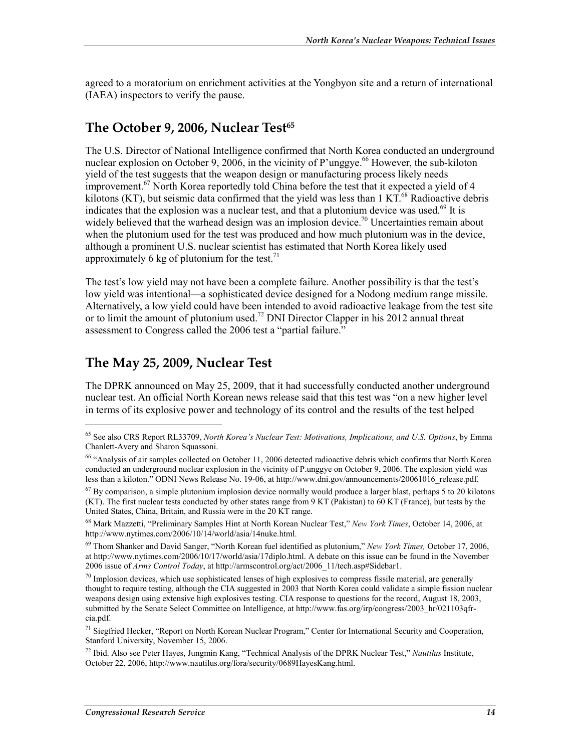agreed to a moratorium on enrichment activities at the Yongbyon site and a return of international (IAEA) inspectors to verify the pause.

## The October 9, 2006, Nuclear Test[65]

The U.S. Director of National Intelligence confirmed that North Korea conducted an underground nuclear explosion on October 9, 2006, in the vicinity of P'unggye.[66] However, the sub-kiloton yield of the test suggests that the weapon design or manufacturing process likely needs improvement.[67] North Korea reportedly told China before the test that it expected a yield of 4 kilotons (KT), but seismic data confirmed that the yield was less than 1 KT.[68] Radioactive debris indicates that the explosion was a nuclear test, and that a plutonium device was used.[69] It is widely believed that the warhead design was an implosion device.[70] Uncertainties remain about when the plutonium used for the test was produced and how much plutonium was in the device, although a prominent U.S. nuclear scientist has estimated that North Korea likely used approximately 6 kg of plutonium for the test.[71]

The test's low yield may not have been a complete failure. Another possibility is that the test's low yield was intentional—a sophisticated device designed for a Nodong medium range missile. Alternatively, a low yield could have been intended to avoid radioactive leakage from the test site or to limit the amount of plutonium used.[72] DNI Director Clapper in his 2012 annual threat assessment to Congress called the 2006 test a "partial failure."

## The May 25, 2009, Nuclear Test

The DPRK announced on May 25, 2009, that it had successfully conducted another underground nuclear test. An official North Korean news release said that this test was "on a new higher level in terms of its explosive power and technology of its control and the results of the test helped

---

[65] See also CRS Report RL33709, *North Korea's Nuclear Test: Motivations, Implications, and U.S. Options*, by Emma Chanlett-Avery and Sharon Squassoni.

[66] "Analysis of air samples collected on October 11, 2006 detected radioactive debris which confirms that North Korea conducted an underground nuclear explosion in the vicinity of P.unggye on October 9, 2006. The explosion yield was less than a kiloton." ODNI News Release No. 19-06, at http://www.dni.gov/announcements/20061016_release.pdf.

[67] By comparison, a simple plutonium implosion device normally would produce a larger blast, perhaps 5 to 20 kilotons (KT). The first nuclear tests conducted by other states range from 9 KT (Pakistan) to 60 KT (France), but tests by the United States, China, Britain, and Russia were in the 20 KT range.

[68] Mark Mazzetti, "Preliminary Samples Hint at North Korean Nuclear Test," *New York Times*, October 14, 2006, at http://www.nytimes.com/2006/10/14/world/asia/14nuke.html.

[69] Thom Shanker and David Sanger, "North Korean fuel identified as plutonium," *New York Times,* October 17, 2006, at http://www.nytimes.com/2006/10/17/world/asia/17diplo.html. A debate on this issue can be found in the November 2006 issue of *Arms Control Today*, at http://armscontrol.org/act/2006_11/tech.asp#Sidebar1.

[70] Implosion devices, which use sophisticated lenses of high explosives to compress fissile material, are generally thought to require testing, although the CIA suggested in 2003 that North Korea could validate a simple fission nuclear weapons design using extensive high explosives testing. CIA response to questions for the record, August 18, 2003, submitted by the Senate Select Committee on Intelligence, at http://www.fas.org/irp/congress/2003_hr/021103qfr-cia.pdf.

[71] Siegfried Hecker, "Report on North Korean Nuclear Program," Center for International Security and Cooperation, Stanford University, November 15, 2006.

[72] Ibid. Also see Peter Hayes, Jungmin Kang, "Technical Analysis of the DPRK Nuclear Test," *Nautilus* Institute, October 22, 2006, http://www.nautilus.org/fora/security/0689HayesKang.html.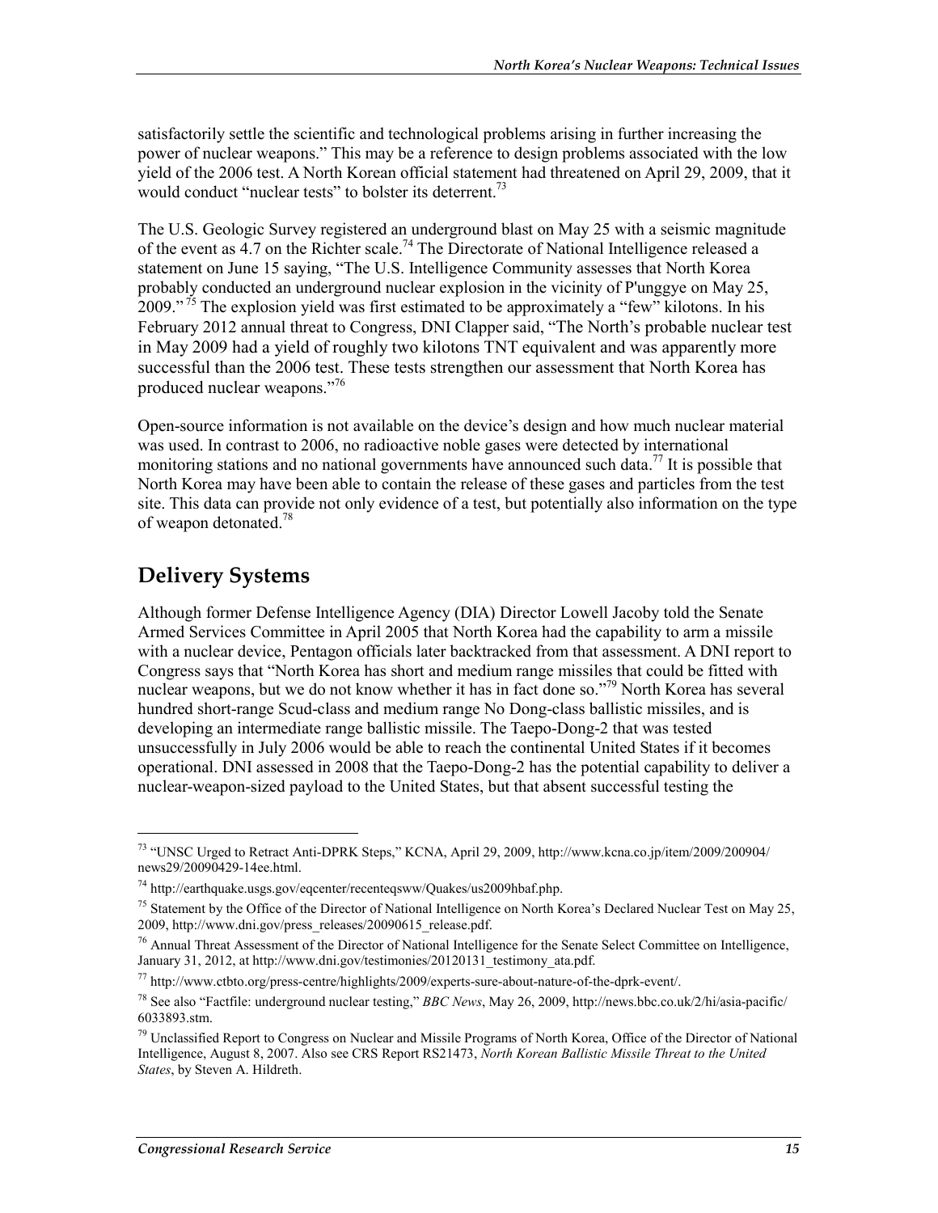satisfactorily settle the scientific and technological problems arising in further increasing the power of nuclear weapons." This may be a reference to design problems associated with the low yield of the 2006 test. A North Korean official statement had threatened on April 29, 2009, that it would conduct "nuclear tests" to bolster its deterrent.[73]

The U.S. Geologic Survey registered an underground blast on May 25 with a seismic magnitude of the event as 4.7 on the Richter scale.[74] The Directorate of National Intelligence released a statement on June 15 saying, "The U.S. Intelligence Community assesses that North Korea probably conducted an underground nuclear explosion in the vicinity of P'unggye on May 25, 2009."[75] The explosion yield was first estimated to be approximately a "few" kilotons. In his February 2012 annual threat to Congress, DNI Clapper said, "The North's probable nuclear test in May 2009 had a yield of roughly two kilotons TNT equivalent and was apparently more successful than the 2006 test. These tests strengthen our assessment that North Korea has produced nuclear weapons."[76]

Open-source information is not available on the device's design and how much nuclear material was used. In contrast to 2006, no radioactive noble gases were detected by international monitoring stations and no national governments have announced such data.[77] It is possible that North Korea may have been able to contain the release of these gases and particles from the test site. This data can provide not only evidence of a test, but potentially also information on the type of weapon detonated.[78]

## Delivery Systems

Although former Defense Intelligence Agency (DIA) Director Lowell Jacoby told the Senate Armed Services Committee in April 2005 that North Korea had the capability to arm a missile with a nuclear device, Pentagon officials later backtracked from that assessment. A DNI report to Congress says that "North Korea has short and medium range missiles that could be fitted with nuclear weapons, but we do not know whether it has in fact done so."[79] North Korea has several hundred short-range Scud-class and medium range No Dong-class ballistic missiles, and is developing an intermediate range ballistic missile. The Taepo-Dong-2 that was tested unsuccessfully in July 2006 would be able to reach the continental United States if it becomes operational. DNI assessed in 2008 that the Taepo-Dong-2 has the potential capability to deliver a nuclear-weapon-sized payload to the United States, but that absent successful testing the

---

[73] "UNSC Urged to Retract Anti-DPRK Steps," KCNA, April 29, 2009, http://www.kcna.co.jp/item/2009/200904/news29/20090429-14ee.html.

[74] http://earthquake.usgs.gov/eqcenter/recenteqsww/Quakes/us2009hbaf.php.

[75] Statement by the Office of the Director of National Intelligence on North Korea's Declared Nuclear Test on May 25, 2009, http://www.dni.gov/press_releases/20090615_release.pdf.

[76] Annual Threat Assessment of the Director of National Intelligence for the Senate Select Committee on Intelligence, January 31, 2012, at http://www.dni.gov/testimonies/20120131_testimony_ata.pdf.

[77] http://www.ctbto.org/press-centre/highlights/2009/experts-sure-about-nature-of-the-dprk-event/.

[78] See also "Factfile: underground nuclear testing," *BBC News*, May 26, 2009, http://news.bbc.co.uk/2/hi/asia-pacific/6033893.stm.

[79] Unclassified Report to Congress on Nuclear and Missile Programs of North Korea, Office of the Director of National Intelligence, August 8, 2007. Also see CRS Report RS21473, *North Korean Ballistic Missile Threat to the United States*, by Steven A. Hildreth.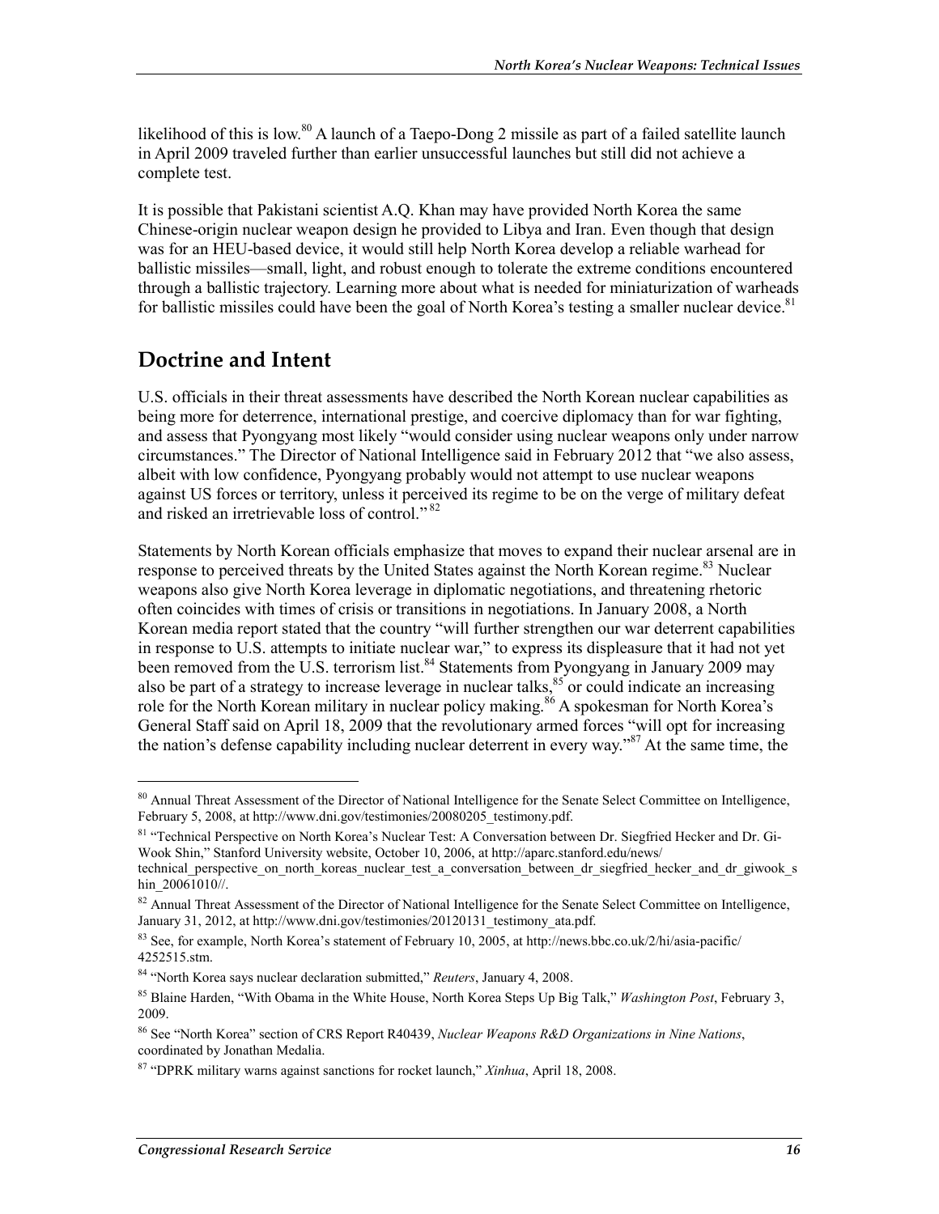likelihood of this is low.[80] A launch of a Taepo-Dong 2 missile as part of a failed satellite launch in April 2009 traveled further than earlier unsuccessful launches but still did not achieve a complete test.

It is possible that Pakistani scientist A.Q. Khan may have provided North Korea the same Chinese-origin nuclear weapon design he provided to Libya and Iran. Even though that design was for an HEU-based device, it would still help North Korea develop a reliable warhead for ballistic missiles—small, light, and robust enough to tolerate the extreme conditions encountered through a ballistic trajectory. Learning more about what is needed for miniaturization of warheads for ballistic missiles could have been the goal of North Korea's testing a smaller nuclear device.[81]

## Doctrine and Intent

U.S. officials in their threat assessments have described the North Korean nuclear capabilities as being more for deterrence, international prestige, and coercive diplomacy than for war fighting, and assess that Pyongyang most likely "would consider using nuclear weapons only under narrow circumstances." The Director of National Intelligence said in February 2012 that "we also assess, albeit with low confidence, Pyongyang probably would not attempt to use nuclear weapons against US forces or territory, unless it perceived its regime to be on the verge of military defeat and risked an irretrievable loss of control."[82]

Statements by North Korean officials emphasize that moves to expand their nuclear arsenal are in response to perceived threats by the United States against the North Korean regime.[83] Nuclear weapons also give North Korea leverage in diplomatic negotiations, and threatening rhetoric often coincides with times of crisis or transitions in negotiations. In January 2008, a North Korean media report stated that the country "will further strengthen our war deterrent capabilities in response to U.S. attempts to initiate nuclear war," to express its displeasure that it had not yet been removed from the U.S. terrorism list.[84] Statements from Pyongyang in January 2009 may also be part of a strategy to increase leverage in nuclear talks,[85] or could indicate an increasing role for the North Korean military in nuclear policy making.[86] A spokesman for North Korea's General Staff said on April 18, 2009 that the revolutionary armed forces "will opt for increasing the nation's defense capability including nuclear deterrent in every way."[87] At the same time, the

---

[80] Annual Threat Assessment of the Director of National Intelligence for the Senate Select Committee on Intelligence, February 5, 2008, at http://www.dni.gov/testimonies/20080205_testimony.pdf.

[81] "Technical Perspective on North Korea's Nuclear Test: A Conversation between Dr. Siegfried Hecker and Dr. Gi-Wook Shin," Stanford University website, October 10, 2006, at http://aparc.stanford.edu/news/technical_perspective_on_north_koreas_nuclear_test_a_conversation_between_dr_siegfried_hecker_and_dr_giwook_shin_20061010//.

[82] Annual Threat Assessment of the Director of National Intelligence for the Senate Select Committee on Intelligence, January 31, 2012, at http://www.dni.gov/testimonies/20120131_testimony_ata.pdf.

[83] See, for example, North Korea's statement of February 10, 2005, at http://news.bbc.co.uk/2/hi/asia-pacific/4252515.stm.

[84] "North Korea says nuclear declaration submitted," *Reuters*, January 4, 2008.

[85] Blaine Harden, "With Obama in the White House, North Korea Steps Up Big Talk," *Washington Post*, February 3, 2009.

[86] See "North Korea" section of CRS Report R40439, *Nuclear Weapons R&D Organizations in Nine Nations*, coordinated by Jonathan Medalia.

[87] "DPRK military warns against sanctions for rocket launch," *Xinhua*, April 18, 2008.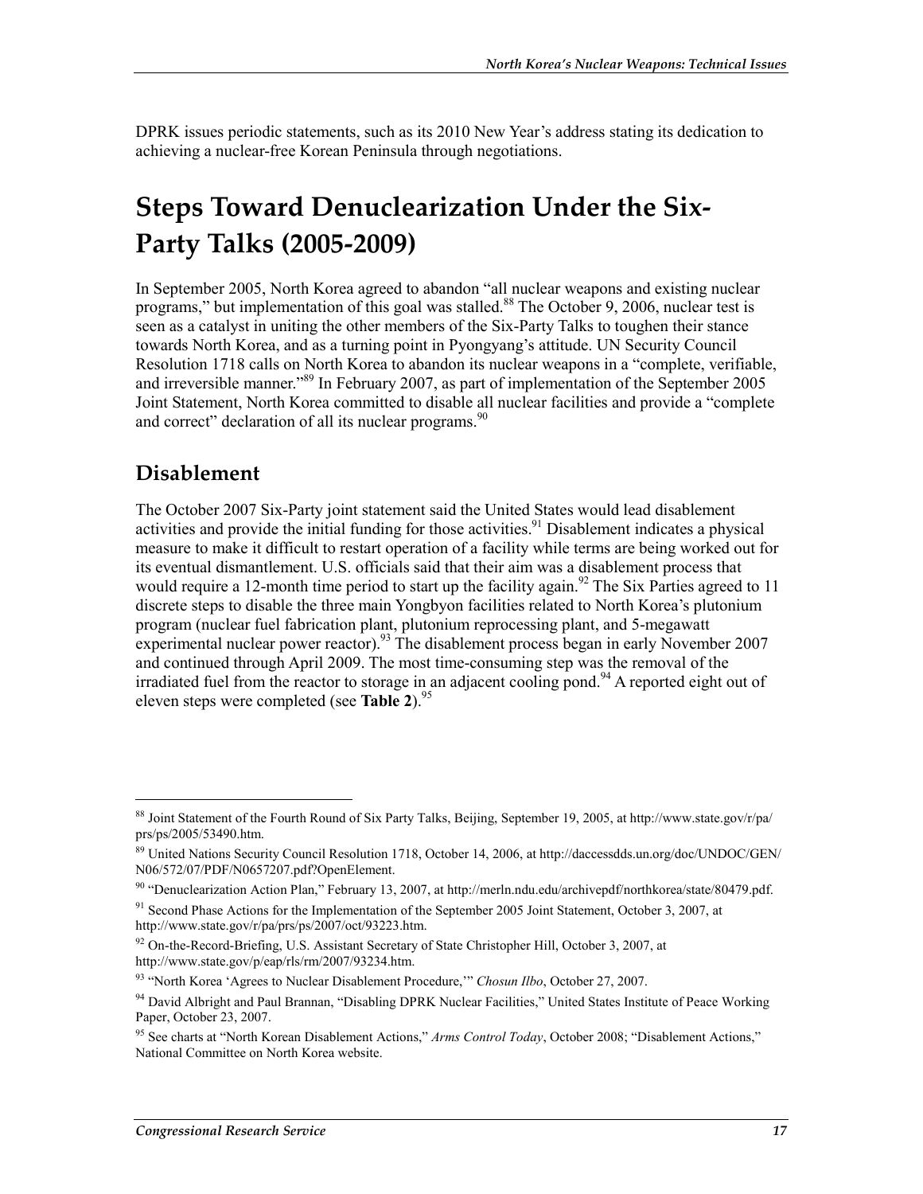DPRK issues periodic statements, such as its 2010 New Year's address stating its dedication to achieving a nuclear-free Korean Peninsula through negotiations.

# Steps Toward Denuclearization Under the Six-Party Talks (2005-2009)

In September 2005, North Korea agreed to abandon "all nuclear weapons and existing nuclear programs," but implementation of this goal was stalled.[88] The October 9, 2006, nuclear test is seen as a catalyst in uniting the other members of the Six-Party Talks to toughen their stance towards North Korea, and as a turning point in Pyongyang's attitude. UN Security Council Resolution 1718 calls on North Korea to abandon its nuclear weapons in a "complete, verifiable, and irreversible manner."[89] In February 2007, as part of implementation of the September 2005 Joint Statement, North Korea committed to disable all nuclear facilities and provide a "complete and correct" declaration of all its nuclear programs.[90]

## Disablement

The October 2007 Six-Party joint statement said the United States would lead disablement activities and provide the initial funding for those activities.[91] Disablement indicates a physical measure to make it difficult to restart operation of a facility while terms are being worked out for its eventual dismantlement. U.S. officials said that their aim was a disablement process that would require a 12-month time period to start up the facility again.[92] The Six Parties agreed to 11 discrete steps to disable the three main Yongbyon facilities related to North Korea's plutonium program (nuclear fuel fabrication plant, plutonium reprocessing plant, and 5-megawatt experimental nuclear power reactor).[93] The disablement process began in early November 2007 and continued through April 2009. The most time-consuming step was the removal of the irradiated fuel from the reactor to storage in an adjacent cooling pond.[94] A reported eight out of eleven steps were completed (see **Table 2**).[95]

---

[88] Joint Statement of the Fourth Round of Six Party Talks, Beijing, September 19, 2005, at http://www.state.gov/r/pa/prs/ps/2005/53490.htm.

[89] United Nations Security Council Resolution 1718, October 14, 2006, at http://daccessdds.un.org/doc/UNDOC/GEN/N06/572/07/PDF/N0657207.pdf?OpenElement.

[90] "Denuclearization Action Plan," February 13, 2007, at http://merln.ndu.edu/archivepdf/northkorea/state/80479.pdf.

[91] Second Phase Actions for the Implementation of the September 2005 Joint Statement, October 3, 2007, at http://www.state.gov/r/pa/prs/ps/2007/oct/93223.htm.

[92] On-the-Record-Briefing, U.S. Assistant Secretary of State Christopher Hill, October 3, 2007, at http://www.state.gov/p/eap/rls/rm/2007/93234.htm.

[93] "North Korea 'Agrees to Nuclear Disablement Procedure,'" *Chosun Ilbo*, October 27, 2007.

[94] David Albright and Paul Brannan, "Disabling DPRK Nuclear Facilities," United States Institute of Peace Working Paper, October 23, 2007.

[95] See charts at "North Korean Disablement Actions," *Arms Control Today*, October 2008; "Disablement Actions," National Committee on North Korea website.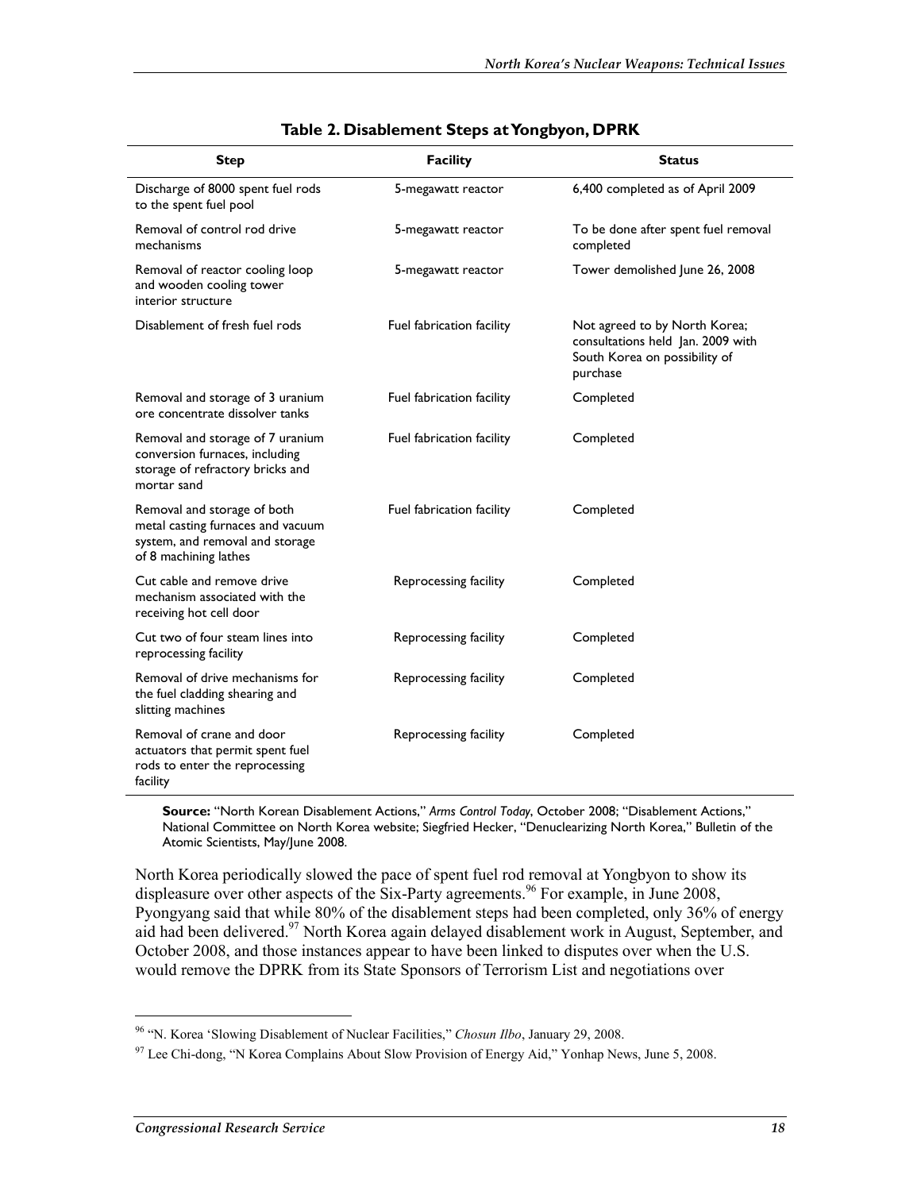**Table 2. Disablement Steps at Yongbyon, DPRK**

| Step | Facility | Status |
|---|---|---|
| Discharge of 8000 spent fuel rods to the spent fuel pool | 5-megawatt reactor | 6,400 completed as of April 2009 |
| Removal of control rod drive mechanisms | 5-megawatt reactor | To be done after spent fuel removal completed |
| Removal of reactor cooling loop and wooden cooling tower interior structure | 5-megawatt reactor | Tower demolished June 26, 2008 |
| Disablement of fresh fuel rods | Fuel fabrication facility | Not agreed to by North Korea; consultations held Jan. 2009 with South Korea on possibility of purchase |
| Removal and storage of 3 uranium ore concentrate dissolver tanks | Fuel fabrication facility | Completed |
| Removal and storage of 7 uranium conversion furnaces, including storage of refractory bricks and mortar sand | Fuel fabrication facility | Completed |
| Removal and storage of both metal casting furnaces and vacuum system, and removal and storage of 8 machining lathes | Fuel fabrication facility | Completed |
| Cut cable and remove drive mechanism associated with the receiving hot cell door | Reprocessing facility | Completed |
| Cut two of four steam lines into reprocessing facility | Reprocessing facility | Completed |
| Removal of drive mechanisms for the fuel cladding shearing and slitting machines | Reprocessing facility | Completed |
| Removal of crane and door actuators that permit spent fuel rods to enter the reprocessing facility | Reprocessing facility | Completed |

**Source:** "North Korean Disablement Actions," *Arms Control Today*, October 2008; "Disablement Actions," National Committee on North Korea website; Siegfried Hecker, "Denuclearizing North Korea," Bulletin of the Atomic Scientists, May/June 2008.

North Korea periodically slowed the pace of spent fuel rod removal at Yongbyon to show its displeasure over other aspects of the Six-Party agreements.[96] For example, in June 2008, Pyongyang said that while 80% of the disablement steps had been completed, only 36% of energy aid had been delivered.[97] North Korea again delayed disablement work in August, September, and October 2008, and those instances appear to have been linked to disputes over when the U.S. would remove the DPRK from its State Sponsors of Terrorism List and negotiations over

---

[96] "N. Korea 'Slowing Disablement of Nuclear Facilities," *Chosun Ilbo*, January 29, 2008.

[97] Lee Chi-dong, "N Korea Complains About Slow Provision of Energy Aid," Yonhap News, June 5, 2008.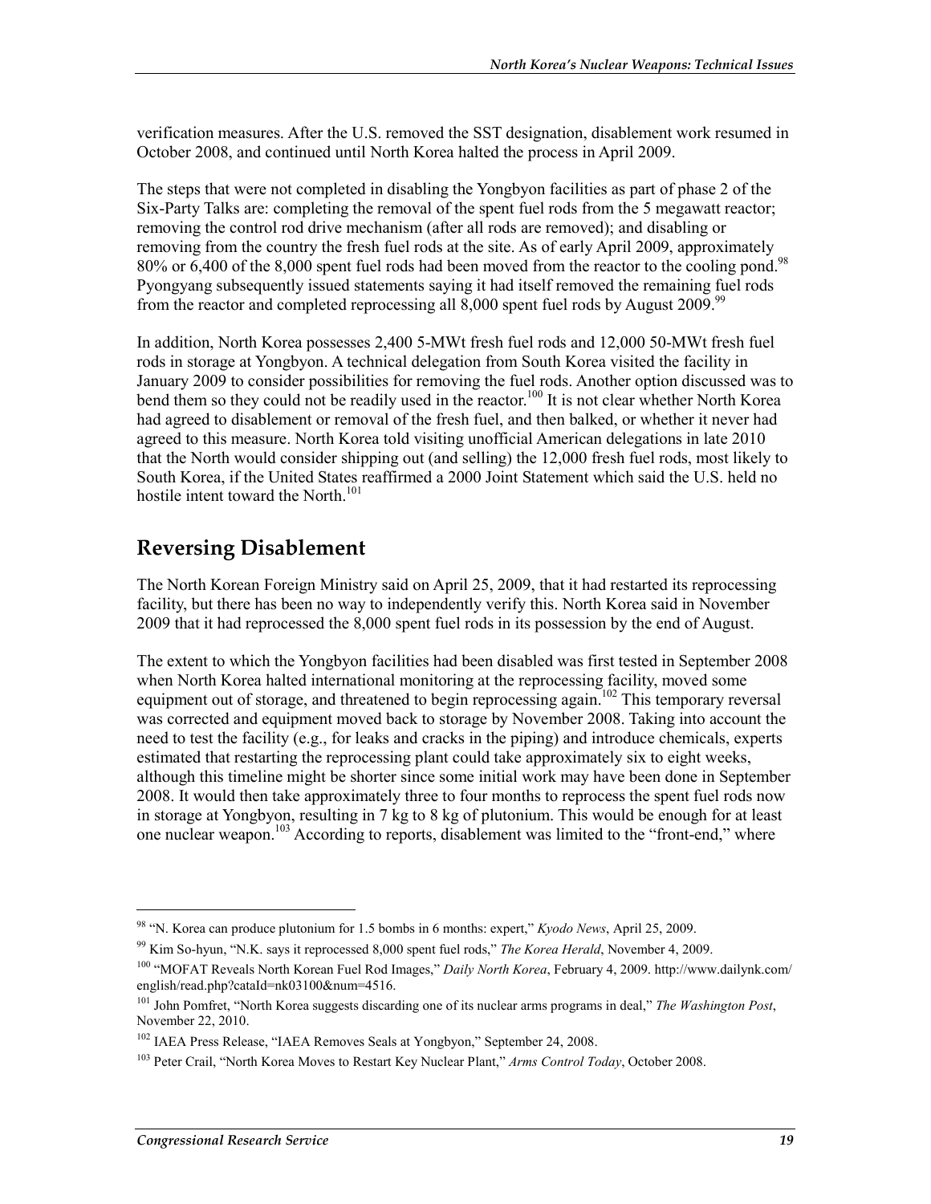verification measures. After the U.S. removed the SST designation, disablement work resumed in October 2008, and continued until North Korea halted the process in April 2009.

The steps that were not completed in disabling the Yongbyon facilities as part of phase 2 of the Six-Party Talks are: completing the removal of the spent fuel rods from the 5 megawatt reactor; removing the control rod drive mechanism (after all rods are removed); and disabling or removing from the country the fresh fuel rods at the site. As of early April 2009, approximately 80% or 6,400 of the 8,000 spent fuel rods had been moved from the reactor to the cooling pond.[98] Pyongyang subsequently issued statements saying it had itself removed the remaining fuel rods from the reactor and completed reprocessing all 8,000 spent fuel rods by August 2009.[99]

In addition, North Korea possesses 2,400 5-MWt fresh fuel rods and 12,000 50-MWt fresh fuel rods in storage at Yongbyon. A technical delegation from South Korea visited the facility in January 2009 to consider possibilities for removing the fuel rods. Another option discussed was to bend them so they could not be readily used in the reactor.[100] It is not clear whether North Korea had agreed to disablement or removal of the fresh fuel, and then balked, or whether it never had agreed to this measure. North Korea told visiting unofficial American delegations in late 2010 that the North would consider shipping out (and selling) the 12,000 fresh fuel rods, most likely to South Korea, if the United States reaffirmed a 2000 Joint Statement which said the U.S. held no hostile intent toward the North.[101]

## Reversing Disablement

The North Korean Foreign Ministry said on April 25, 2009, that it had restarted its reprocessing facility, but there has been no way to independently verify this. North Korea said in November 2009 that it had reprocessed the 8,000 spent fuel rods in its possession by the end of August.

The extent to which the Yongbyon facilities had been disabled was first tested in September 2008 when North Korea halted international monitoring at the reprocessing facility, moved some equipment out of storage, and threatened to begin reprocessing again.[102] This temporary reversal was corrected and equipment moved back to storage by November 2008. Taking into account the need to test the facility (e.g., for leaks and cracks in the piping) and introduce chemicals, experts estimated that restarting the reprocessing plant could take approximately six to eight weeks, although this timeline might be shorter since some initial work may have been done in September 2008. It would then take approximately three to four months to reprocess the spent fuel rods now in storage at Yongbyon, resulting in 7 kg to 8 kg of plutonium. This would be enough for at least one nuclear weapon.[103] According to reports, disablement was limited to the "front-end," where

---

[98] "N. Korea can produce plutonium for 1.5 bombs in 6 months: expert," *Kyodo News*, April 25, 2009.

[99] Kim So-hyun, "N.K. says it reprocessed 8,000 spent fuel rods," *The Korea Herald*, November 4, 2009.

[100] "MOFAT Reveals North Korean Fuel Rod Images," *Daily North Korea*, February 4, 2009. http://www.dailynk.com/english/read.php?cataId=nk03100&num=4516.

[101] John Pomfret, "North Korea suggests discarding one of its nuclear arms programs in deal," *The Washington Post*, November 22, 2010.

[102] IAEA Press Release, "IAEA Removes Seals at Yongbyon," September 24, 2008.

[103] Peter Crail, "North Korea Moves to Restart Key Nuclear Plant," *Arms Control Today*, October 2008.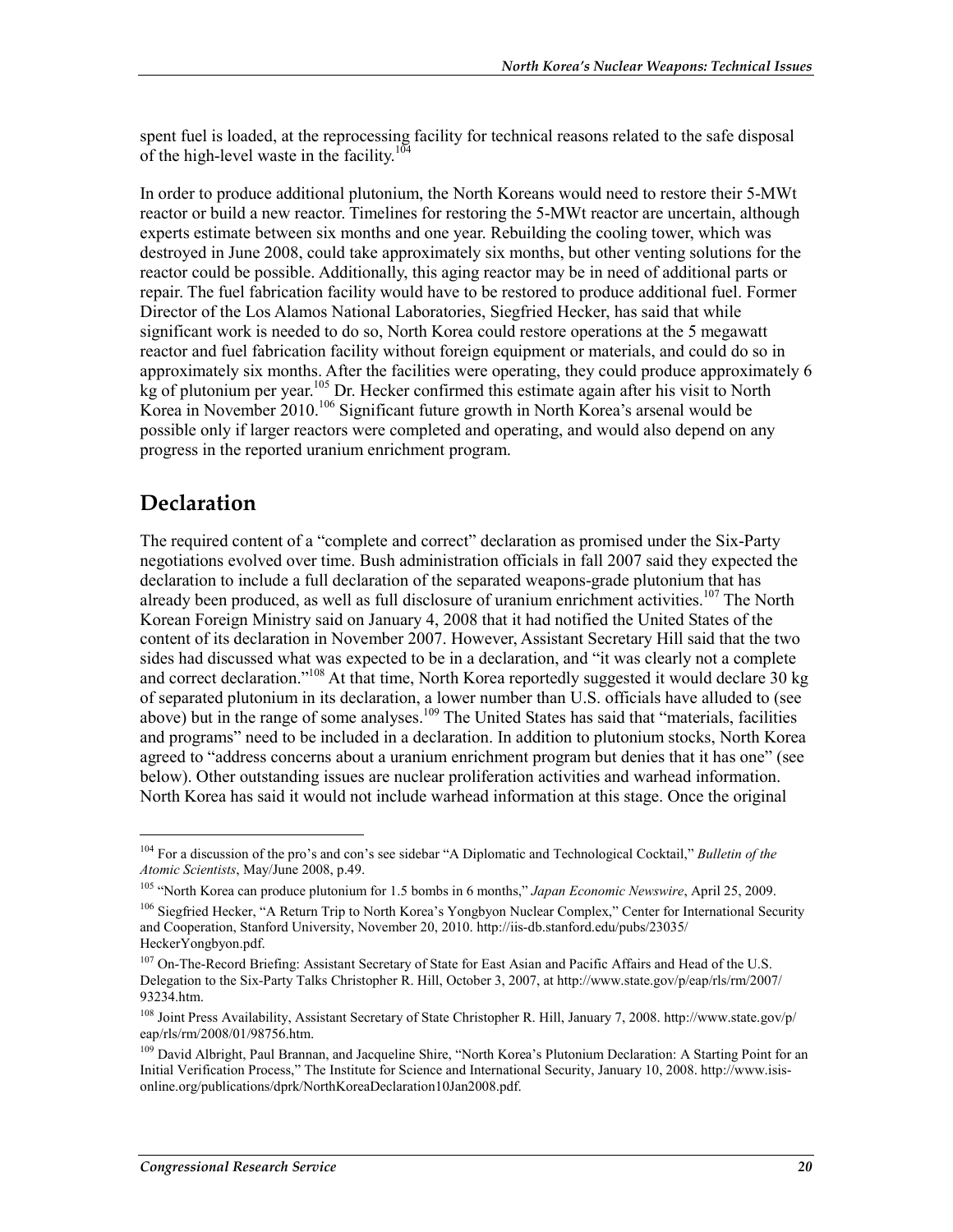spent fuel is loaded, at the reprocessing facility for technical reasons related to the safe disposal of the high-level waste in the facility.[104]

In order to produce additional plutonium, the North Koreans would need to restore their 5-MWt reactor or build a new reactor. Timelines for restoring the 5-MWt reactor are uncertain, although experts estimate between six months and one year. Rebuilding the cooling tower, which was destroyed in June 2008, could take approximately six months, but other venting solutions for the reactor could be possible. Additionally, this aging reactor may be in need of additional parts or repair. The fuel fabrication facility would have to be restored to produce additional fuel. Former Director of the Los Alamos National Laboratories, Siegfried Hecker, has said that while significant work is needed to do so, North Korea could restore operations at the 5 megawatt reactor and fuel fabrication facility without foreign equipment or materials, and could do so in approximately six months. After the facilities were operating, they could produce approximately 6 kg of plutonium per year.[105] Dr. Hecker confirmed this estimate again after his visit to North Korea in November 2010.[106] Significant future growth in North Korea's arsenal would be possible only if larger reactors were completed and operating, and would also depend on any progress in the reported uranium enrichment program.

## Declaration

The required content of a "complete and correct" declaration as promised under the Six-Party negotiations evolved over time. Bush administration officials in fall 2007 said they expected the declaration to include a full declaration of the separated weapons-grade plutonium that has already been produced, as well as full disclosure of uranium enrichment activities.[107] The North Korean Foreign Ministry said on January 4, 2008 that it had notified the United States of the content of its declaration in November 2007. However, Assistant Secretary Hill said that the two sides had discussed what was expected to be in a declaration, and "it was clearly not a complete and correct declaration."[108] At that time, North Korea reportedly suggested it would declare 30 kg of separated plutonium in its declaration, a lower number than U.S. officials have alluded to (see above) but in the range of some analyses.[109] The United States has said that "materials, facilities and programs" need to be included in a declaration. In addition to plutonium stocks, North Korea agreed to "address concerns about a uranium enrichment program but denies that it has one" (see below). Other outstanding issues are nuclear proliferation activities and warhead information. North Korea has said it would not include warhead information at this stage. Once the original

---

[104] For a discussion of the pro's and con's see sidebar "A Diplomatic and Technological Cocktail," *Bulletin of the Atomic Scientists*, May/June 2008, p.49.

[105] "North Korea can produce plutonium for 1.5 bombs in 6 months," *Japan Economic Newswire*, April 25, 2009.

[106] Siegfried Hecker, "A Return Trip to North Korea's Yongbyon Nuclear Complex," Center for International Security and Cooperation, Stanford University, November 20, 2010. http://iis-db.stanford.edu/pubs/23035/HeckerYongbyon.pdf.

[107] On-The-Record Briefing: Assistant Secretary of State for East Asian and Pacific Affairs and Head of the U.S. Delegation to the Six-Party Talks Christopher R. Hill, October 3, 2007, at http://www.state.gov/p/eap/rls/rm/2007/93234.htm.

[108] Joint Press Availability, Assistant Secretary of State Christopher R. Hill, January 7, 2008. http://www.state.gov/p/eap/rls/rm/2008/01/98756.htm.

[109] David Albright, Paul Brannan, and Jacqueline Shire, "North Korea's Plutonium Declaration: A Starting Point for an Initial Verification Process," The Institute for Science and International Security, January 10, 2008. http://www.isis-online.org/publications/dprk/NorthKoreaDeclaration10Jan2008.pdf.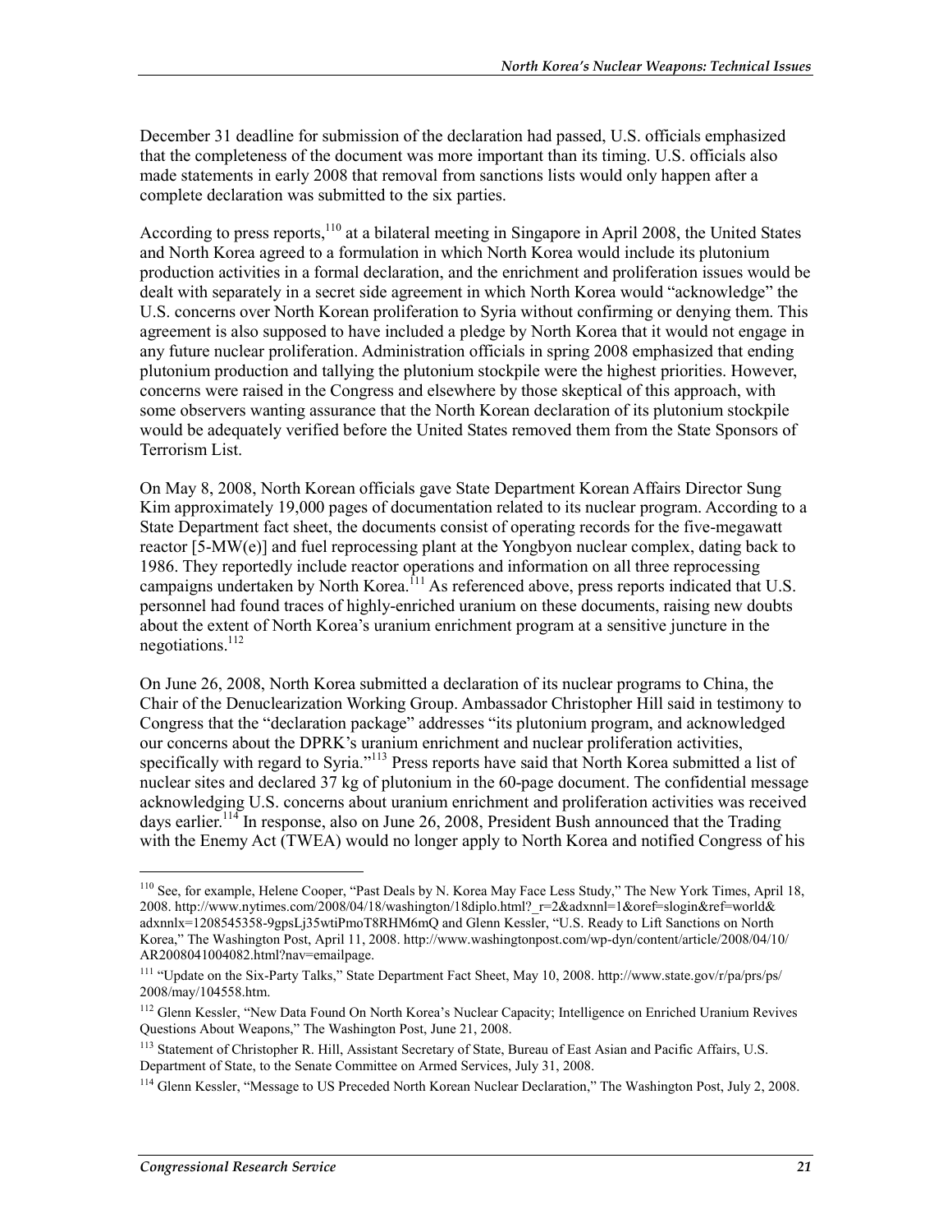December 31 deadline for submission of the declaration had passed, U.S. officials emphasized that the completeness of the document was more important than its timing. U.S. officials also made statements in early 2008 that removal from sanctions lists would only happen after a complete declaration was submitted to the six parties.

According to press reports,[110] at a bilateral meeting in Singapore in April 2008, the United States and North Korea agreed to a formulation in which North Korea would include its plutonium production activities in a formal declaration, and the enrichment and proliferation issues would be dealt with separately in a secret side agreement in which North Korea would "acknowledge" the U.S. concerns over North Korean proliferation to Syria without confirming or denying them. This agreement is also supposed to have included a pledge by North Korea that it would not engage in any future nuclear proliferation. Administration officials in spring 2008 emphasized that ending plutonium production and tallying the plutonium stockpile were the highest priorities. However, concerns were raised in the Congress and elsewhere by those skeptical of this approach, with some observers wanting assurance that the North Korean declaration of its plutonium stockpile would be adequately verified before the United States removed them from the State Sponsors of Terrorism List.

On May 8, 2008, North Korean officials gave State Department Korean Affairs Director Sung Kim approximately 19,000 pages of documentation related to its nuclear program. According to a State Department fact sheet, the documents consist of operating records for the five-megawatt reactor [5-MW(e)] and fuel reprocessing plant at the Yongbyon nuclear complex, dating back to 1986. They reportedly include reactor operations and information on all three reprocessing campaigns undertaken by North Korea.[111] As referenced above, press reports indicated that U.S. personnel had found traces of highly-enriched uranium on these documents, raising new doubts about the extent of North Korea's uranium enrichment program at a sensitive juncture in the negotiations.[112]

On June 26, 2008, North Korea submitted a declaration of its nuclear programs to China, the Chair of the Denuclearization Working Group. Ambassador Christopher Hill said in testimony to Congress that the "declaration package" addresses "its plutonium program, and acknowledged our concerns about the DPRK's uranium enrichment and nuclear proliferation activities, specifically with regard to Syria."[113] Press reports have said that North Korea submitted a list of nuclear sites and declared 37 kg of plutonium in the 60-page document. The confidential message acknowledging U.S. concerns about uranium enrichment and proliferation activities was received days earlier.[114] In response, also on June 26, 2008, President Bush announced that the Trading with the Enemy Act (TWEA) would no longer apply to North Korea and notified Congress of his

---

[110] See, for example, Helene Cooper, "Past Deals by N. Korea May Face Less Study," The New York Times, April 18, 2008. http://www.nytimes.com/2008/04/18/washington/18diplo.html?_r=2&adxnnl=1&oref=slogin&ref=world&adxnnlx=1208545358-9gpsLj35wtiPmoT8RHM6mQ and Glenn Kessler, "U.S. Ready to Lift Sanctions on North Korea," The Washington Post, April 11, 2008. http://www.washingtonpost.com/wp-dyn/content/article/2008/04/10/AR2008041004082.html?nav=emailpage.

[111] "Update on the Six-Party Talks," State Department Fact Sheet, May 10, 2008. http://www.state.gov/r/pa/prs/ps/2008/may/104558.htm.

[112] Glenn Kessler, "New Data Found On North Korea's Nuclear Capacity; Intelligence on Enriched Uranium Revives Questions About Weapons," The Washington Post, June 21, 2008.

[113] Statement of Christopher R. Hill, Assistant Secretary of State, Bureau of East Asian and Pacific Affairs, U.S. Department of State, to the Senate Committee on Armed Services, July 31, 2008.

[114] Glenn Kessler, "Message to US Preceded North Korean Nuclear Declaration," The Washington Post, July 2, 2008.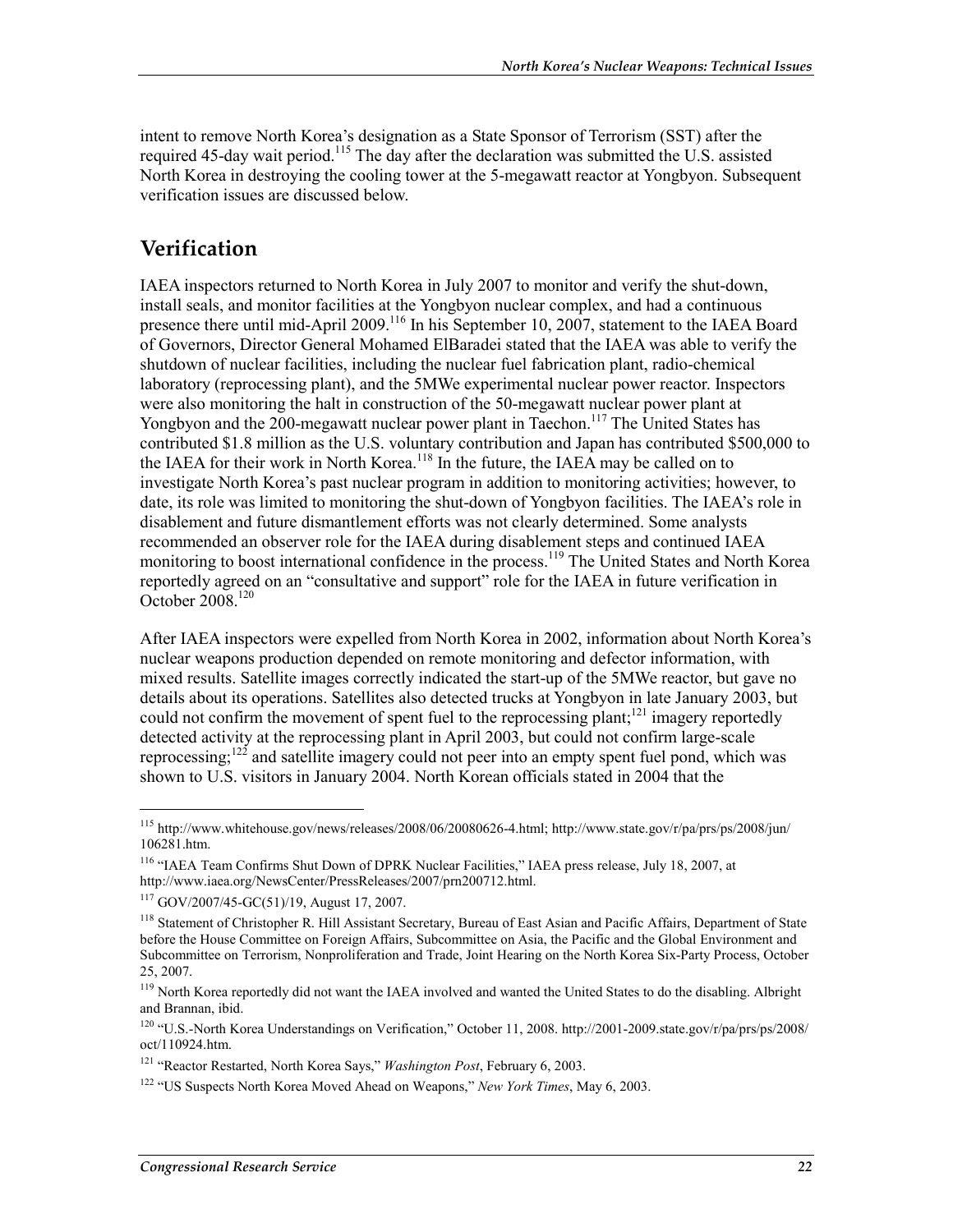intent to remove North Korea's designation as a State Sponsor of Terrorism (SST) after the required 45-day wait period.[115] The day after the declaration was submitted the U.S. assisted North Korea in destroying the cooling tower at the 5-megawatt reactor at Yongbyon. Subsequent verification issues are discussed below.

## Verification

IAEA inspectors returned to North Korea in July 2007 to monitor and verify the shut-down, install seals, and monitor facilities at the Yongbyon nuclear complex, and had a continuous presence there until mid-April 2009.[116] In his September 10, 2007, statement to the IAEA Board of Governors, Director General Mohamed ElBaradei stated that the IAEA was able to verify the shutdown of nuclear facilities, including the nuclear fuel fabrication plant, radio-chemical laboratory (reprocessing plant), and the 5MWe experimental nuclear power reactor. Inspectors were also monitoring the halt in construction of the 50-megawatt nuclear power plant at Yongbyon and the 200-megawatt nuclear power plant in Taechon.[117] The United States has contributed \$1.8 million as the U.S. voluntary contribution and Japan has contributed \$500,000 to the IAEA for their work in North Korea.[118] In the future, the IAEA may be called on to investigate North Korea's past nuclear program in addition to monitoring activities; however, to date, its role was limited to monitoring the shut-down of Yongbyon facilities. The IAEA's role in disablement and future dismantlement efforts was not clearly determined. Some analysts recommended an observer role for the IAEA during disablement steps and continued IAEA monitoring to boost international confidence in the process.[119] The United States and North Korea reportedly agreed on an "consultative and support" role for the IAEA in future verification in October 2008.[120]

After IAEA inspectors were expelled from North Korea in 2002, information about North Korea's nuclear weapons production depended on remote monitoring and defector information, with mixed results. Satellite images correctly indicated the start-up of the 5MWe reactor, but gave no details about its operations. Satellites also detected trucks at Yongbyon in late January 2003, but could not confirm the movement of spent fuel to the reprocessing plant;[121] imagery reportedly detected activity at the reprocessing plant in April 2003, but could not confirm large-scale reprocessing;[122] and satellite imagery could not peer into an empty spent fuel pond, which was shown to U.S. visitors in January 2004. North Korean officials stated in 2004 that the

---

[115] http://www.whitehouse.gov/news/releases/2008/06/20080626-4.html; http://www.state.gov/r/pa/prs/ps/2008/jun/106281.htm.

[116] "IAEA Team Confirms Shut Down of DPRK Nuclear Facilities," IAEA press release, July 18, 2007, at http://www.iaea.org/NewsCenter/PressReleases/2007/prn200712.html.

[117] GOV/2007/45-GC(51)/19, August 17, 2007.

[118] Statement of Christopher R. Hill Assistant Secretary, Bureau of East Asian and Pacific Affairs, Department of State before the House Committee on Foreign Affairs, Subcommittee on Asia, the Pacific and the Global Environment and Subcommittee on Terrorism, Nonproliferation and Trade, Joint Hearing on the North Korea Six-Party Process, October 25, 2007.

[119] North Korea reportedly did not want the IAEA involved and wanted the United States to do the disabling. Albright and Brannan, ibid.

[120] "U.S.-North Korea Understandings on Verification," October 11, 2008. http://2001-2009.state.gov/r/pa/prs/ps/2008/oct/110924.htm.

[121] "Reactor Restarted, North Korea Says," *Washington Post*, February 6, 2003.

[122] "US Suspects North Korea Moved Ahead on Weapons," *New York Times*, May 6, 2003.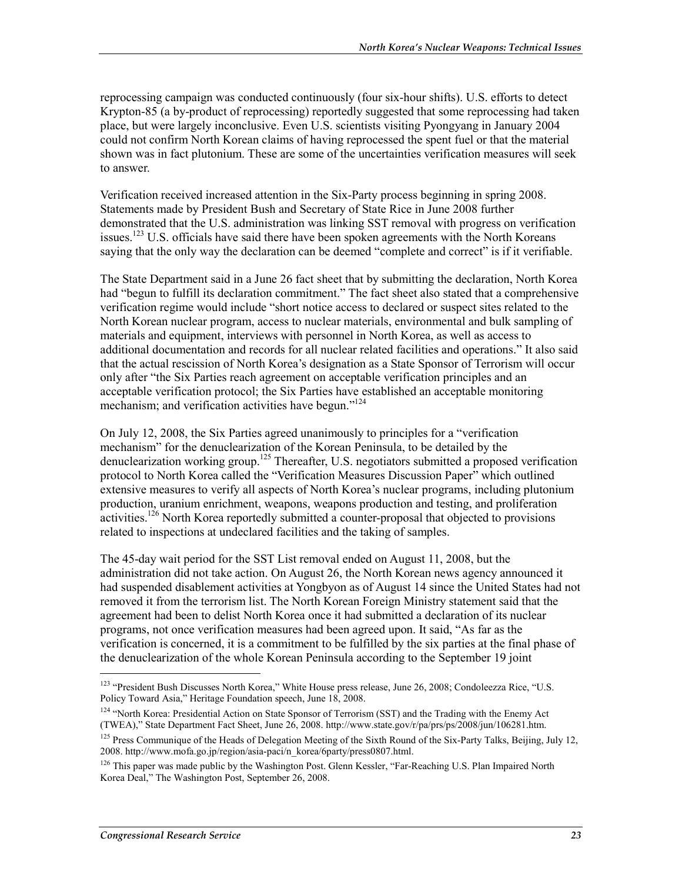reprocessing campaign was conducted continuously (four six-hour shifts). U.S. efforts to detect Krypton-85 (a by-product of reprocessing) reportedly suggested that some reprocessing had taken place, but were largely inconclusive. Even U.S. scientists visiting Pyongyang in January 2004 could not confirm North Korean claims of having reprocessed the spent fuel or that the material shown was in fact plutonium. These are some of the uncertainties verification measures will seek to answer.

Verification received increased attention in the Six-Party process beginning in spring 2008. Statements made by President Bush and Secretary of State Rice in June 2008 further demonstrated that the U.S. administration was linking SST removal with progress on verification issues.[123] U.S. officials have said there have been spoken agreements with the North Koreans saying that the only way the declaration can be deemed "complete and correct" is if it verifiable.

The State Department said in a June 26 fact sheet that by submitting the declaration, North Korea had "begun to fulfill its declaration commitment." The fact sheet also stated that a comprehensive verification regime would include "short notice access to declared or suspect sites related to the North Korean nuclear program, access to nuclear materials, environmental and bulk sampling of materials and equipment, interviews with personnel in North Korea, as well as access to additional documentation and records for all nuclear related facilities and operations." It also said that the actual rescission of North Korea's designation as a State Sponsor of Terrorism will occur only after "the Six Parties reach agreement on acceptable verification principles and an acceptable verification protocol; the Six Parties have established an acceptable monitoring mechanism; and verification activities have begun."[124]

On July 12, 2008, the Six Parties agreed unanimously to principles for a "verification mechanism" for the denuclearization of the Korean Peninsula, to be detailed by the denuclearization working group.[125] Thereafter, U.S. negotiators submitted a proposed verification protocol to North Korea called the "Verification Measures Discussion Paper" which outlined extensive measures to verify all aspects of North Korea's nuclear programs, including plutonium production, uranium enrichment, weapons, weapons production and testing, and proliferation activities.[126] North Korea reportedly submitted a counter-proposal that objected to provisions related to inspections at undeclared facilities and the taking of samples.

The 45-day wait period for the SST List removal ended on August 11, 2008, but the administration did not take action. On August 26, the North Korean news agency announced it had suspended disablement activities at Yongbyon as of August 14 since the United States had not removed it from the terrorism list. The North Korean Foreign Ministry statement said that the agreement had been to delist North Korea once it had submitted a declaration of its nuclear programs, not once verification measures had been agreed upon. It said, "As far as the verification is concerned, it is a commitment to be fulfilled by the six parties at the final phase of the denuclearization of the whole Korean Peninsula according to the September 19 joint

---

[123] "President Bush Discusses North Korea," White House press release, June 26, 2008; Condoleezza Rice, "U.S. Policy Toward Asia," Heritage Foundation speech, June 18, 2008.

[124] "North Korea: Presidential Action on State Sponsor of Terrorism (SST) and the Trading with the Enemy Act (TWEA)," State Department Fact Sheet, June 26, 2008. http://www.state.gov/r/pa/prs/ps/2008/jun/106281.htm.

[125] Press Communique of the Heads of Delegation Meeting of the Sixth Round of the Six-Party Talks, Beijing, July 12, 2008. http://www.mofa.go.jp/region/asia-paci/n_korea/6party/press0807.html.

[126] This paper was made public by the Washington Post. Glenn Kessler, "Far-Reaching U.S. Plan Impaired North Korea Deal," The Washington Post, September 26, 2008.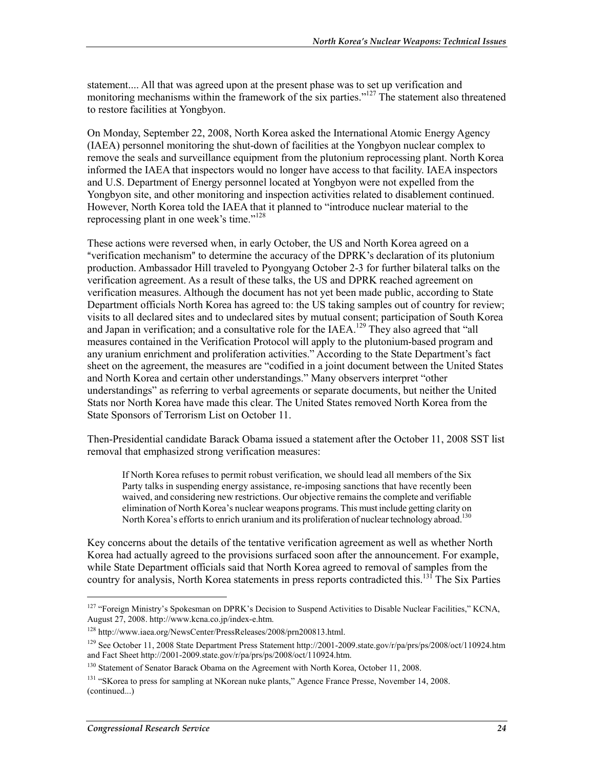statement.... All that was agreed upon at the present phase was to set up verification and monitoring mechanisms within the framework of the six parties."[127] The statement also threatened to restore facilities at Yongbyon.

On Monday, September 22, 2008, North Korea asked the International Atomic Energy Agency (IAEA) personnel monitoring the shut-down of facilities at the Yongbyon nuclear complex to remove the seals and surveillance equipment from the plutonium reprocessing plant. North Korea informed the IAEA that inspectors would no longer have access to that facility. IAEA inspectors and U.S. Department of Energy personnel located at Yongbyon were not expelled from the Yongbyon site, and other monitoring and inspection activities related to disablement continued. However, North Korea told the IAEA that it planned to "introduce nuclear material to the reprocessing plant in one week's time."[128]

These actions were reversed when, in early October, the US and North Korea agreed on a "verification mechanism" to determine the accuracy of the DPRK's declaration of its plutonium production. Ambassador Hill traveled to Pyongyang October 2-3 for further bilateral talks on the verification agreement. As a result of these talks, the US and DPRK reached agreement on verification measures. Although the document has not yet been made public, according to State Department officials North Korea has agreed to: the US taking samples out of country for review; visits to all declared sites and to undeclared sites by mutual consent; participation of South Korea and Japan in verification; and a consultative role for the IAEA.[129] They also agreed that "all measures contained in the Verification Protocol will apply to the plutonium-based program and any uranium enrichment and proliferation activities." According to the State Department's fact sheet on the agreement, the measures are "codified in a joint document between the United States and North Korea and certain other understandings." Many observers interpret "other understandings" as referring to verbal agreements or separate documents, but neither the United Stats nor North Korea have made this clear. The United States removed North Korea from the State Sponsors of Terrorism List on October 11.

Then-Presidential candidate Barack Obama issued a statement after the October 11, 2008 SST list removal that emphasized strong verification measures:

> If North Korea refuses to permit robust verification, we should lead all members of the Six Party talks in suspending energy assistance, re-imposing sanctions that have recently been waived, and considering new restrictions. Our objective remains the complete and verifiable elimination of North Korea's nuclear weapons programs. This must include getting clarity on North Korea's efforts to enrich uranium and its proliferation of nuclear technology abroad.[130]

Key concerns about the details of the tentative verification agreement as well as whether North Korea had actually agreed to the provisions surfaced soon after the announcement. For example, while State Department officials said that North Korea agreed to removal of samples from the country for analysis, North Korea statements in press reports contradicted this.[131] The Six Parties

---

[127] "Foreign Ministry's Spokesman on DPRK's Decision to Suspend Activities to Disable Nuclear Facilities," KCNA, August 27, 2008. http://www.kcna.co.jp/index-e.htm.

[128] http://www.iaea.org/NewsCenter/PressReleases/2008/prn200813.html.

[129] See October 11, 2008 State Department Press Statement http://2001-2009.state.gov/r/pa/prs/ps/2008/oct/110924.htm and Fact Sheet http://2001-2009.state.gov/r/pa/prs/ps/2008/oct/110924.htm.

[130] Statement of Senator Barack Obama on the Agreement with North Korea, October 11, 2008.

[131] "SKorea to press for sampling at NKorean nuke plants," Agence France Presse, November 14, 2008. (continued...)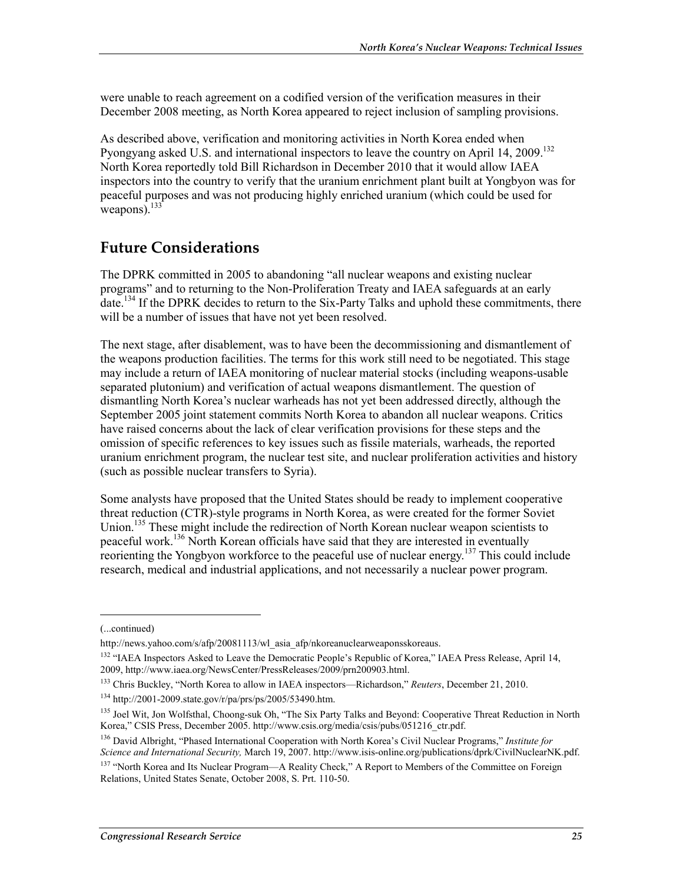were unable to reach agreement on a codified version of the verification measures in their December 2008 meeting, as North Korea appeared to reject inclusion of sampling provisions.

As described above, verification and monitoring activities in North Korea ended when Pyongyang asked U.S. and international inspectors to leave the country on April 14, 2009.[132] North Korea reportedly told Bill Richardson in December 2010 that it would allow IAEA inspectors into the country to verify that the uranium enrichment plant built at Yongbyon was for peaceful purposes and was not producing highly enriched uranium (which could be used for weapons).[133]

## Future Considerations

The DPRK committed in 2005 to abandoning "all nuclear weapons and existing nuclear programs" and to returning to the Non-Proliferation Treaty and IAEA safeguards at an early date.[134] If the DPRK decides to return to the Six-Party Talks and uphold these commitments, there will be a number of issues that have not yet been resolved.

The next stage, after disablement, was to have been the decommissioning and dismantlement of the weapons production facilities. The terms for this work still need to be negotiated. This stage may include a return of IAEA monitoring of nuclear material stocks (including weapons-usable separated plutonium) and verification of actual weapons dismantlement. The question of dismantling North Korea's nuclear warheads has not yet been addressed directly, although the September 2005 joint statement commits North Korea to abandon all nuclear weapons. Critics have raised concerns about the lack of clear verification provisions for these steps and the omission of specific references to key issues such as fissile materials, warheads, the reported uranium enrichment program, the nuclear test site, and nuclear proliferation activities and history (such as possible nuclear transfers to Syria).

Some analysts have proposed that the United States should be ready to implement cooperative threat reduction (CTR)-style programs in North Korea, as were created for the former Soviet Union.[135] These might include the redirection of North Korean nuclear weapon scientists to peaceful work.[136] North Korean officials have said that they are interested in eventually reorienting the Yongbyon workforce to the peaceful use of nuclear energy.[137] This could include research, medical and industrial applications, and not necessarily a nuclear power program.

---

(...continued)

http://news.yahoo.com/s/afp/20081113/wl_asia_afp/nkoreanuclearweaponsskoreaus.

[132] "IAEA Inspectors Asked to Leave the Democratic People's Republic of Korea," IAEA Press Release, April 14, 2009, http://www.iaea.org/NewsCenter/PressReleases/2009/prn200903.html.

[133] Chris Buckley, "North Korea to allow in IAEA inspectors—Richardson," *Reuters*, December 21, 2010.

[134] http://2001-2009.state.gov/r/pa/prs/ps/2005/53490.htm.

[135] Joel Wit, Jon Wolfsthal, Choong-suk Oh, "The Six Party Talks and Beyond: Cooperative Threat Reduction in North Korea," CSIS Press, December 2005. http://www.csis.org/media/csis/pubs/051216_ctr.pdf.

[136] David Albright, "Phased International Cooperation with North Korea's Civil Nuclear Programs," *Institute for Science and International Security,* March 19, 2007. http://www.isis-online.org/publications/dprk/CivilNuclearNK.pdf.

[137] "North Korea and Its Nuclear Program—A Reality Check," A Report to Members of the Committee on Foreign Relations, United States Senate, October 2008, S. Prt. 110-50.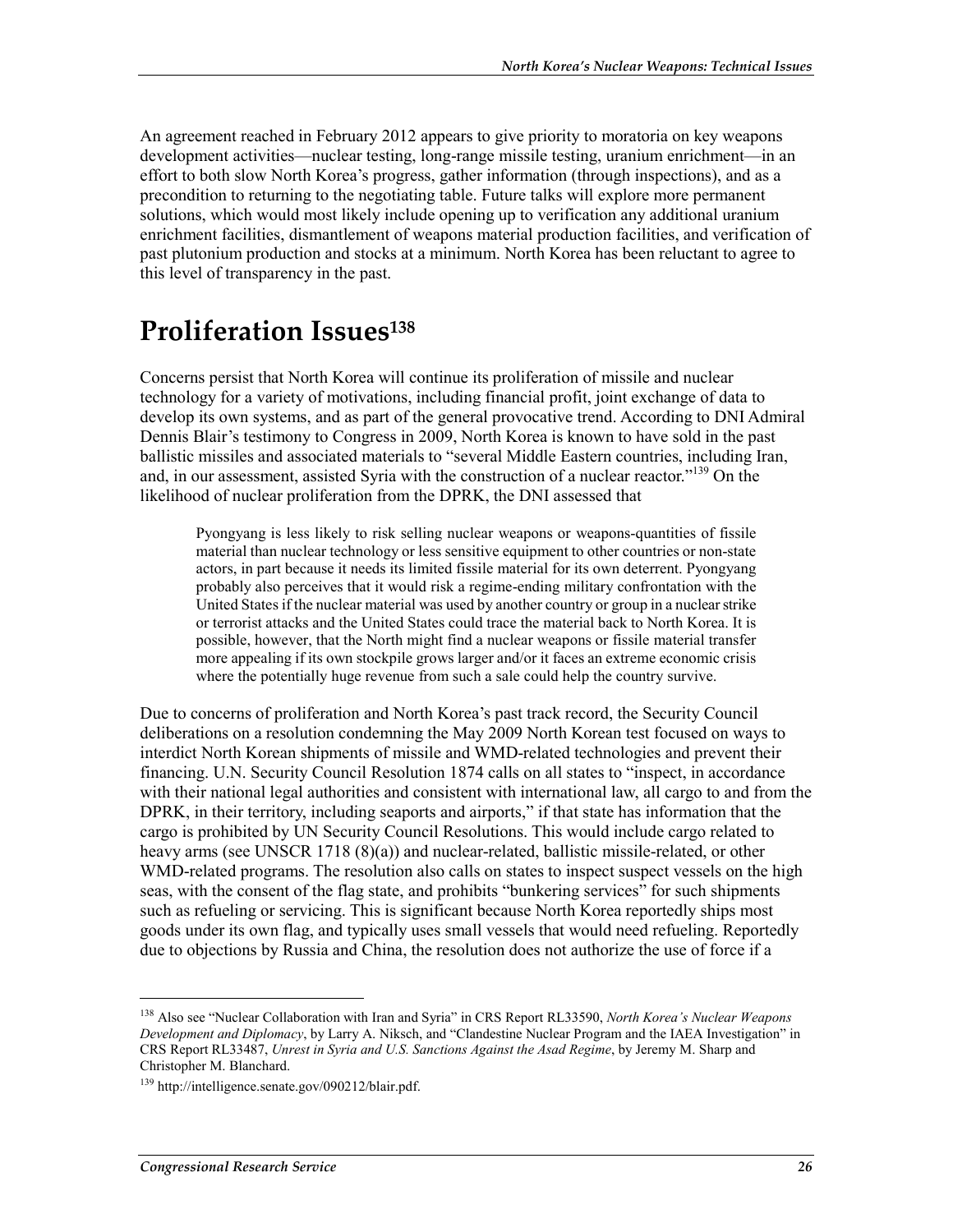An agreement reached in February 2012 appears to give priority to moratoria on key weapons development activities—nuclear testing, long-range missile testing, uranium enrichment—in an effort to both slow North Korea's progress, gather information (through inspections), and as a precondition to returning to the negotiating table. Future talks will explore more permanent solutions, which would most likely include opening up to verification any additional uranium enrichment facilities, dismantlement of weapons material production facilities, and verification of past plutonium production and stocks at a minimum. North Korea has been reluctant to agree to this level of transparency in the past.

# Proliferation Issues[138]

Concerns persist that North Korea will continue its proliferation of missile and nuclear technology for a variety of motivations, including financial profit, joint exchange of data to develop its own systems, and as part of the general provocative trend. According to DNI Admiral Dennis Blair's testimony to Congress in 2009, North Korea is known to have sold in the past ballistic missiles and associated materials to "several Middle Eastern countries, including Iran, and, in our assessment, assisted Syria with the construction of a nuclear reactor."[139] On the likelihood of nuclear proliferation from the DPRK, the DNI assessed that

> Pyongyang is less likely to risk selling nuclear weapons or weapons-quantities of fissile material than nuclear technology or less sensitive equipment to other countries or non-state actors, in part because it needs its limited fissile material for its own deterrent. Pyongyang probably also perceives that it would risk a regime-ending military confrontation with the United States if the nuclear material was used by another country or group in a nuclear strike or terrorist attacks and the United States could trace the material back to North Korea. It is possible, however, that the North might find a nuclear weapons or fissile material transfer more appealing if its own stockpile grows larger and/or it faces an extreme economic crisis where the potentially huge revenue from such a sale could help the country survive.

Due to concerns of proliferation and North Korea's past track record, the Security Council deliberations on a resolution condemning the May 2009 North Korean test focused on ways to interdict North Korean shipments of missile and WMD-related technologies and prevent their financing. U.N. Security Council Resolution 1874 calls on all states to "inspect, in accordance with their national legal authorities and consistent with international law, all cargo to and from the DPRK, in their territory, including seaports and airports," if that state has information that the cargo is prohibited by UN Security Council Resolutions. This would include cargo related to heavy arms (see UNSCR 1718 (8)(a)) and nuclear-related, ballistic missile-related, or other WMD-related programs. The resolution also calls on states to inspect suspect vessels on the high seas, with the consent of the flag state, and prohibits "bunkering services" for such shipments such as refueling or servicing. This is significant because North Korea reportedly ships most goods under its own flag, and typically uses small vessels that would need refueling. Reportedly due to objections by Russia and China, the resolution does not authorize the use of force if a

---

[138] Also see "Nuclear Collaboration with Iran and Syria" in CRS Report RL33590, *North Korea's Nuclear Weapons Development and Diplomacy*, by Larry A. Niksch, and "Clandestine Nuclear Program and the IAEA Investigation" in CRS Report RL33487, *Unrest in Syria and U.S. Sanctions Against the Asad Regime*, by Jeremy M. Sharp and Christopher M. Blanchard.

[139] http://intelligence.senate.gov/090212/blair.pdf.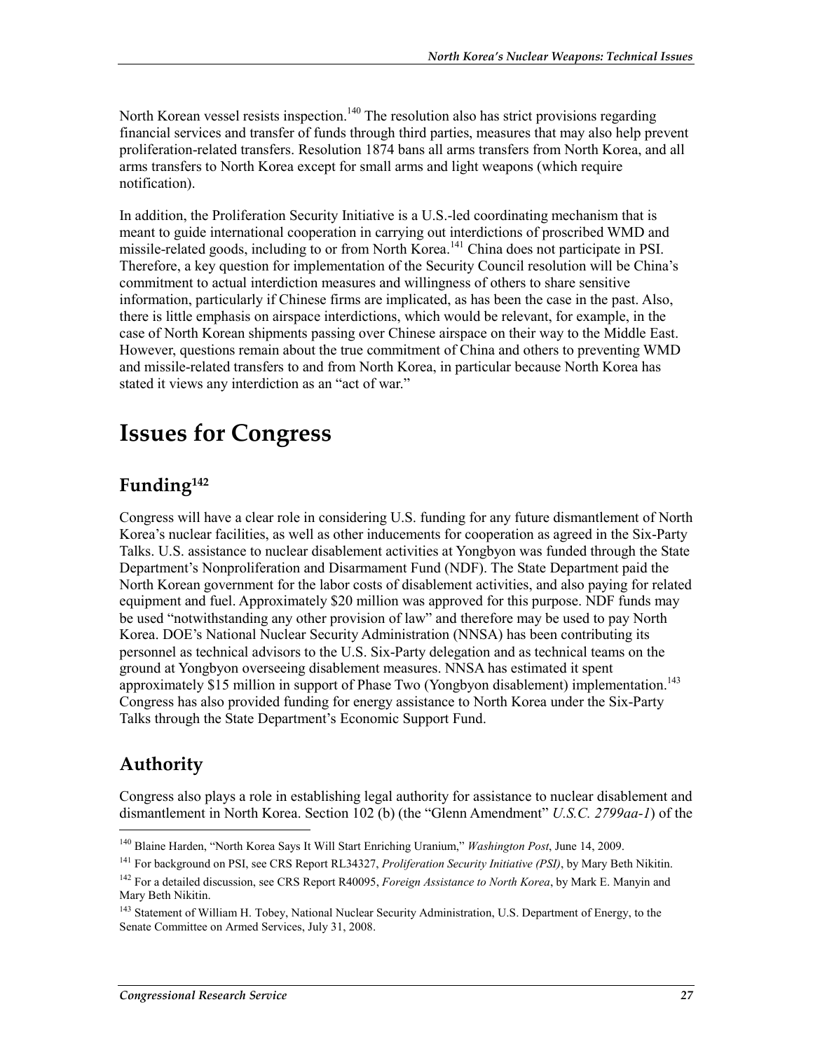North Korean vessel resists inspection.[140] The resolution also has strict provisions regarding financial services and transfer of funds through third parties, measures that may also help prevent proliferation-related transfers. Resolution 1874 bans all arms transfers from North Korea, and all arms transfers to North Korea except for small arms and light weapons (which require notification).

In addition, the Proliferation Security Initiative is a U.S.-led coordinating mechanism that is meant to guide international cooperation in carrying out interdictions of proscribed WMD and missile-related goods, including to or from North Korea.[141] China does not participate in PSI. Therefore, a key question for implementation of the Security Council resolution will be China's commitment to actual interdiction measures and willingness of others to share sensitive information, particularly if Chinese firms are implicated, as has been the case in the past. Also, there is little emphasis on airspace interdictions, which would be relevant, for example, in the case of North Korean shipments passing over Chinese airspace on their way to the Middle East. However, questions remain about the true commitment of China and others to preventing WMD and missile-related transfers to and from North Korea, in particular because North Korea has stated it views any interdiction as an "act of war."

# Issues for Congress

## Funding[142]

Congress will have a clear role in considering U.S. funding for any future dismantlement of North Korea's nuclear facilities, as well as other inducements for cooperation as agreed in the Six-Party Talks. U.S. assistance to nuclear disablement activities at Yongbyon was funded through the State Department's Nonproliferation and Disarmament Fund (NDF). The State Department paid the North Korean government for the labor costs of disablement activities, and also paying for related equipment and fuel. Approximately $20 million was approved for this purpose. NDF funds may be used "notwithstanding any other provision of law" and therefore may be used to pay North Korea. DOE's National Nuclear Security Administration (NNSA) has been contributing its personnel as technical advisors to the U.S. Six-Party delegation and as technical teams on the ground at Yongbyon overseeing disablement measures. NNSA has estimated it spent approximately $15 million in support of Phase Two (Yongbyon disablement) implementation.[143] Congress has also provided funding for energy assistance to North Korea under the Six-Party Talks through the State Department's Economic Support Fund.

## Authority

Congress also plays a role in establishing legal authority for assistance to nuclear disablement and dismantlement in North Korea. Section 102 (b) (the "Glenn Amendment" *U.S.C. 2799aa-1*) of the

---

[140] Blaine Harden, "North Korea Says It Will Start Enriching Uranium," *Washington Post*, June 14, 2009.

[141] For background on PSI, see CRS Report RL34327, *Proliferation Security Initiative (PSI)*, by Mary Beth Nikitin.

[142] For a detailed discussion, see CRS Report R40095, *Foreign Assistance to North Korea*, by Mark E. Manyin and Mary Beth Nikitin.

[143] Statement of William H. Tobey, National Nuclear Security Administration, U.S. Department of Energy, to the Senate Committee on Armed Services, July 31, 2008.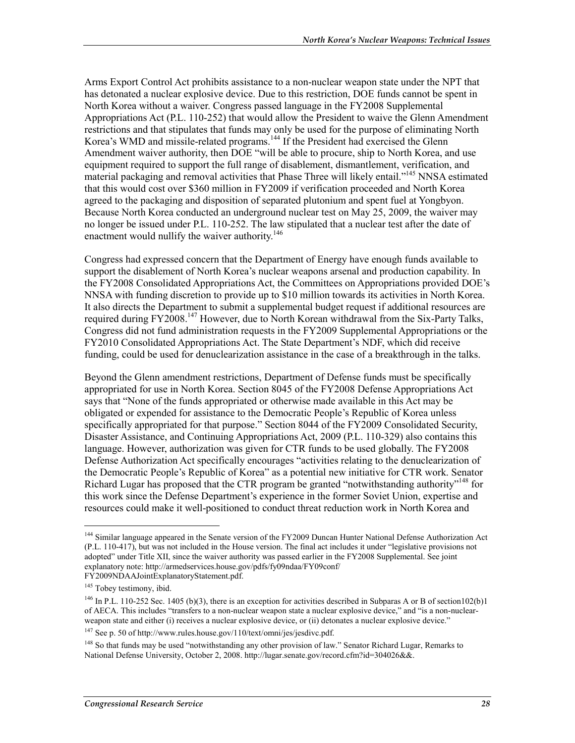Arms Export Control Act prohibits assistance to a non-nuclear weapon state under the NPT that has detonated a nuclear explosive device. Due to this restriction, DOE funds cannot be spent in North Korea without a waiver. Congress passed language in the FY2008 Supplemental Appropriations Act (P.L. 110-252) that would allow the President to waive the Glenn Amendment restrictions and that stipulates that funds may only be used for the purpose of eliminating North Korea's WMD and missile-related programs.[144] If the President had exercised the Glenn Amendment waiver authority, then DOE "will be able to procure, ship to North Korea, and use equipment required to support the full range of disablement, dismantlement, verification, and material packaging and removal activities that Phase Three will likely entail."[145] NNSA estimated that this would cost over $360 million in FY2009 if verification proceeded and North Korea agreed to the packaging and disposition of separated plutonium and spent fuel at Yongbyon. Because North Korea conducted an underground nuclear test on May 25, 2009, the waiver may no longer be issued under P.L. 110-252. The law stipulated that a nuclear test after the date of enactment would nullify the waiver authority.[146]

Congress had expressed concern that the Department of Energy have enough funds available to support the disablement of North Korea's nuclear weapons arsenal and production capability. In the FY2008 Consolidated Appropriations Act, the Committees on Appropriations provided DOE's NNSA with funding discretion to provide up to $10 million towards its activities in North Korea. It also directs the Department to submit a supplemental budget request if additional resources are required during FY2008.[147] However, due to North Korean withdrawal from the Six-Party Talks, Congress did not fund administration requests in the FY2009 Supplemental Appropriations or the FY2010 Consolidated Appropriations Act. The State Department's NDF, which did receive funding, could be used for denuclearization assistance in the case of a breakthrough in the talks.

Beyond the Glenn amendment restrictions, Department of Defense funds must be specifically appropriated for use in North Korea. Section 8045 of the FY2008 Defense Appropriations Act says that "None of the funds appropriated or otherwise made available in this Act may be obligated or expended for assistance to the Democratic People's Republic of Korea unless specifically appropriated for that purpose." Section 8044 of the FY2009 Consolidated Security, Disaster Assistance, and Continuing Appropriations Act, 2009 (P.L. 110-329) also contains this language. However, authorization was given for CTR funds to be used globally. The FY2008 Defense Authorization Act specifically encourages "activities relating to the denuclearization of the Democratic People's Republic of Korea" as a potential new initiative for CTR work. Senator Richard Lugar has proposed that the CTR program be granted "notwithstanding authority"[148] for this work since the Defense Department's experience in the former Soviet Union, expertise and resources could make it well-positioned to conduct threat reduction work in North Korea and

---

[144] Similar language appeared in the Senate version of the FY2009 Duncan Hunter National Defense Authorization Act (P.L. 110-417), but was not included in the House version. The final act includes it under "legislative provisions not adopted" under Title XII, since the waiver authority was passed earlier in the FY2008 Supplemental. See joint explanatory note: http://armedservices.house.gov/pdfs/fy09ndaa/FY09conf/FY2009NDAAJointExplanatoryStatement.pdf.

[145] Tobey testimony, ibid.

[146] In P.L. 110-252 Sec. 1405 (b)(3), there is an exception for activities described in Subparas A or B of section102(b)1 of AECA. This includes "transfers to a non-nuclear weapon state a nuclear explosive device," and "is a non-nuclear-weapon state and either (i) receives a nuclear explosive device, or (ii) detonates a nuclear explosive device."

[147] See p. 50 of http://www.rules.house.gov/110/text/omni/jes/jesdivc.pdf.

[148] So that funds may be used "notwithstanding any other provision of law." Senator Richard Lugar, Remarks to National Defense University, October 2, 2008. http://lugar.senate.gov/record.cfm?id=304026&&.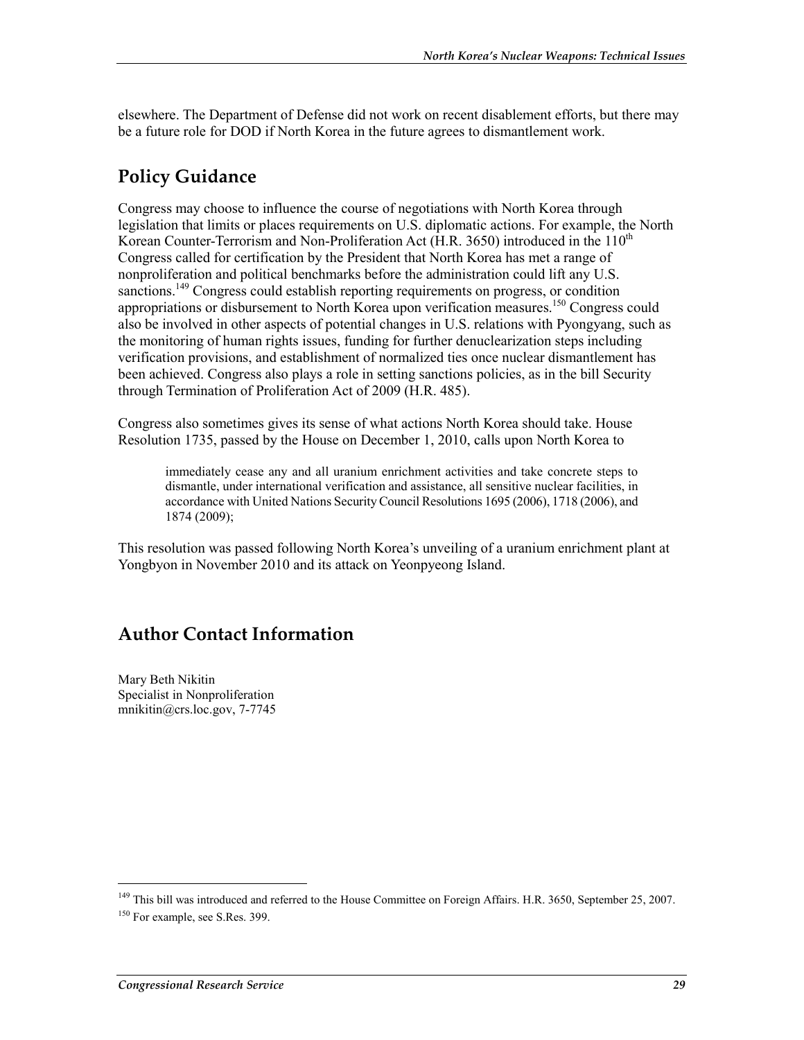elsewhere. The Department of Defense did not work on recent disablement efforts, but there may be a future role for DOD if North Korea in the future agrees to dismantlement work.

## Policy Guidance

Congress may choose to influence the course of negotiations with North Korea through legislation that limits or places requirements on U.S. diplomatic actions. For example, the North Korean Counter-Terrorism and Non-Proliferation Act (H.R. 3650) introduced in the 110th Congress called for certification by the President that North Korea has met a range of nonproliferation and political benchmarks before the administration could lift any U.S. sanctions.[149] Congress could establish reporting requirements on progress, or condition appropriations or disbursement to North Korea upon verification measures.[150] Congress could also be involved in other aspects of potential changes in U.S. relations with Pyongyang, such as the monitoring of human rights issues, funding for further denuclearization steps including verification provisions, and establishment of normalized ties once nuclear dismantlement has been achieved. Congress also plays a role in setting sanctions policies, as in the bill Security through Termination of Proliferation Act of 2009 (H.R. 485).

Congress also sometimes gives its sense of what actions North Korea should take. House Resolution 1735, passed by the House on December 1, 2010, calls upon North Korea to

> immediately cease any and all uranium enrichment activities and take concrete steps to dismantle, under international verification and assistance, all sensitive nuclear facilities, in accordance with United Nations Security Council Resolutions 1695 (2006), 1718 (2006), and 1874 (2009);

This resolution was passed following North Korea's unveiling of a uranium enrichment plant at Yongbyon in November 2010 and its attack on Yeonpyeong Island.

## Author Contact Information

Mary Beth Nikitin
Specialist in Nonproliferation
mnikitin@crs.loc.gov, 7-7745

---

[149] This bill was introduced and referred to the House Committee on Foreign Affairs. H.R. 3650, September 25, 2007.

[150] For example, see S.Res. 399.